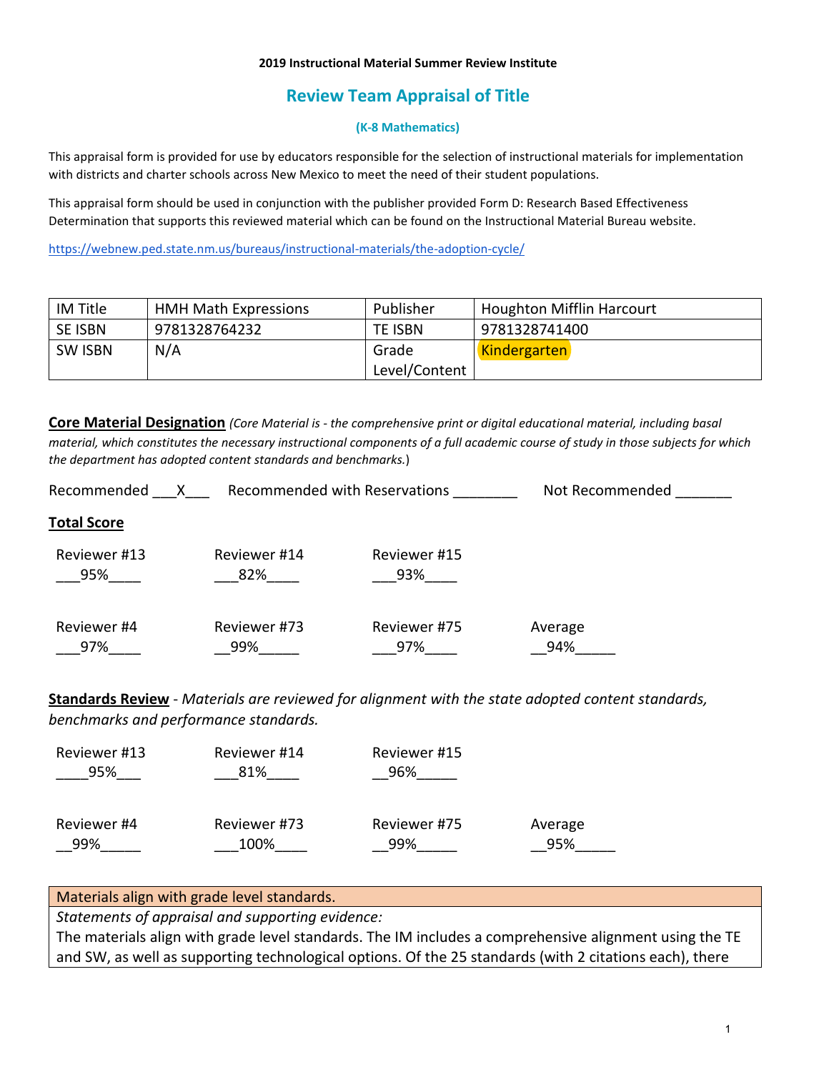**2019 Instructional Material Summer Review Institute**

# Review Team Appraisal of Title

**(K-8 Mathematics)**

This appraisal form is provided for use by educators responsible for the selection of instructional materials for implementation with districts and charter schools across New Mexico to meet the need of their student populations.

This appraisal form should be used in conjunction with the publisher provided Form D: Research Based Effectiveness Determination that supports this reviewed material which can be found on the Instructional Material Bureau website.

https://webnew.ped.state.nm.us/bureaus/instructional-materials/the-adoption-cycle/

| | | | |
|---|---|---|---|
| IM Title | HMH Math Expressions | Publisher | Houghton Mifflin Harcourt |
| SE ISBN | 9781328764232 | TE ISBN | 9781328741400 |
| SW ISBN | N/A | Grade Level/Content | Kindergarten |

**Core Material Designation** *(Core Material is - the comprehensive print or digital educational material, including basal material, which constitutes the necessary instructional components of a full academic course of study in those subjects for which the department has adopted content standards and benchmarks.)*

Recommended ___X___ Recommended with Reservations ________ Not Recommended _______

**Total Score**

| | | | |
|---|---|---|---|
| Reviewer #13 ___95%____ | Reviewer #14 ___82%____ | Reviewer #15 ___93%____ | |
| Reviewer #4 ___97%____ | Reviewer #73 __99%_____ | Reviewer #75 ___97%____ | Average __94%_____ |

**Standards Review** - *Materials are reviewed for alignment with the state adopted content standards, benchmarks and performance standards.*

| | | | |
|---|---|---|---|
| Reviewer #13 ____95%___ | Reviewer #14 ___81%____ | Reviewer #15 __96%_____ | |
| Reviewer #4 __99%_____ | Reviewer #73 ___100%____ | Reviewer #75 __99%_____ | Average __95%_____ |

| Materials align with grade level standards. |
|---|
| *Statements of appraisal and supporting evidence:* The materials align with grade level standards. The IM includes a comprehensive alignment using the TE and SW, as well as supporting technological options. Of the 25 standards (with 2 citations each), there |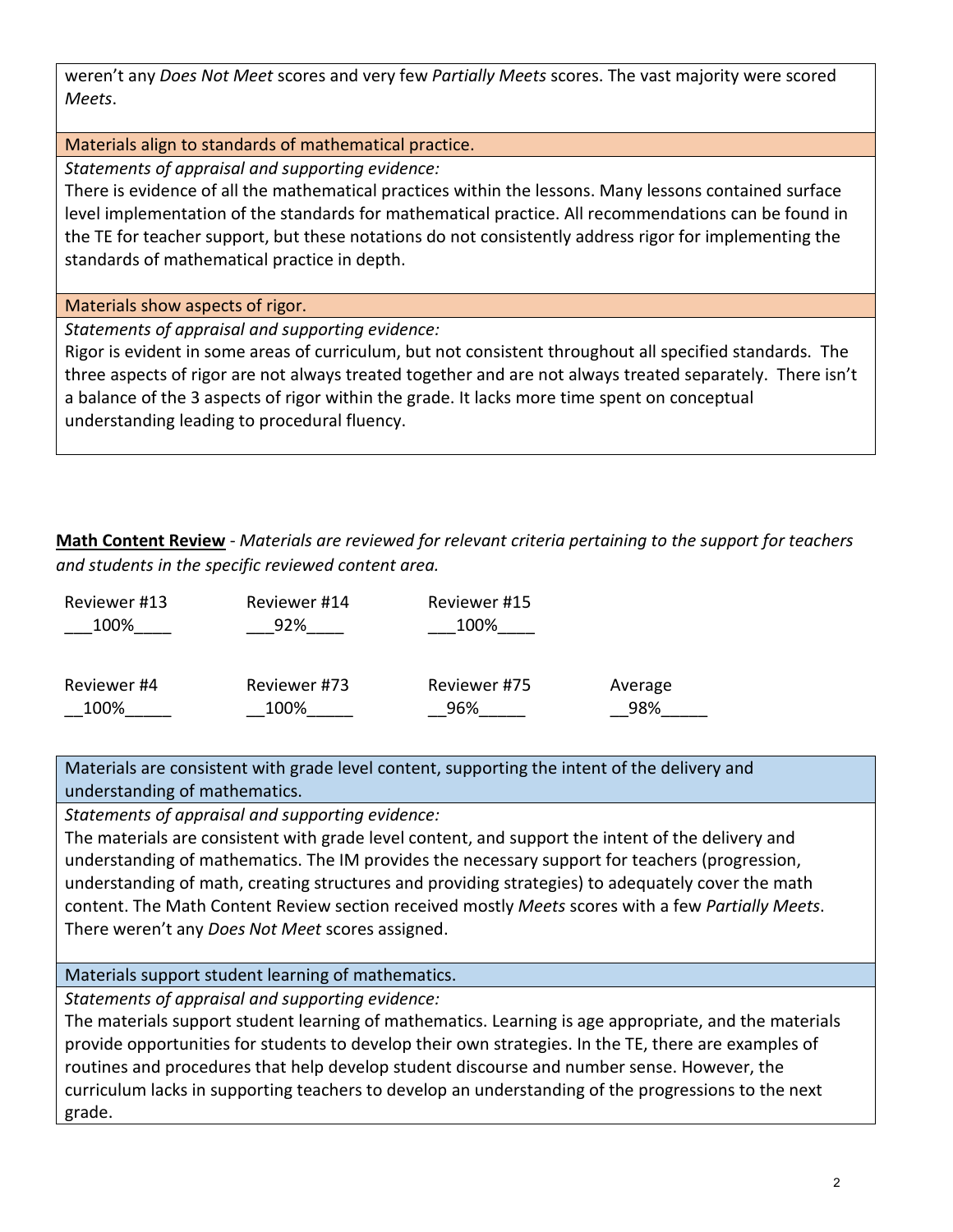weren't any *Does Not Meet* scores and very few *Partially Meets* scores. The vast majority were scored *Meets*.

| Materials align to standards of mathematical practice. |
|---|
| *Statements of appraisal and supporting evidence:* There is evidence of all the mathematical practices within the lessons. Many lessons contained surface level implementation of the standards for mathematical practice. All recommendations can be found in the TE for teacher support, but these notations do not consistently address rigor for implementing the standards of mathematical practice in depth. |

| Materials show aspects of rigor. |
|---|
| *Statements of appraisal and supporting evidence:* Rigor is evident in some areas of curriculum, but not consistent throughout all specified standards. The three aspects of rigor are not always treated together and are not always treated separately. There isn't a balance of the 3 aspects of rigor within the grade. It lacks more time spent on conceptual understanding leading to procedural fluency. |

**Math Content Review** - *Materials are reviewed for relevant criteria pertaining to the support for teachers and students in the specific reviewed content area.*

| | | | |
|---|---|---|---|
| Reviewer #13 | Reviewer #14 | Reviewer #15 | |
| 100% | 92% | 100% | |
| Reviewer #4 | Reviewer #73 | Reviewer #75 | Average |
| 100% | 100% | 96% | 98% |

| Materials are consistent with grade level content, supporting the intent of the delivery and understanding of mathematics. |
|---|
| *Statements of appraisal and supporting evidence:* The materials are consistent with grade level content, and support the intent of the delivery and understanding of mathematics. The IM provides the necessary support for teachers (progression, understanding of math, creating structures and providing strategies) to adequately cover the math content. The Math Content Review section received mostly *Meets* scores with a few *Partially Meets*. There weren't any *Does Not Meet* scores assigned. |

| Materials support student learning of mathematics. |
|---|
| *Statements of appraisal and supporting evidence:* The materials support student learning of mathematics. Learning is age appropriate, and the materials provide opportunities for students to develop their own strategies. In the TE, there are examples of routines and procedures that help develop student discourse and number sense. However, the curriculum lacks in supporting teachers to develop an understanding of the progressions to the next grade. |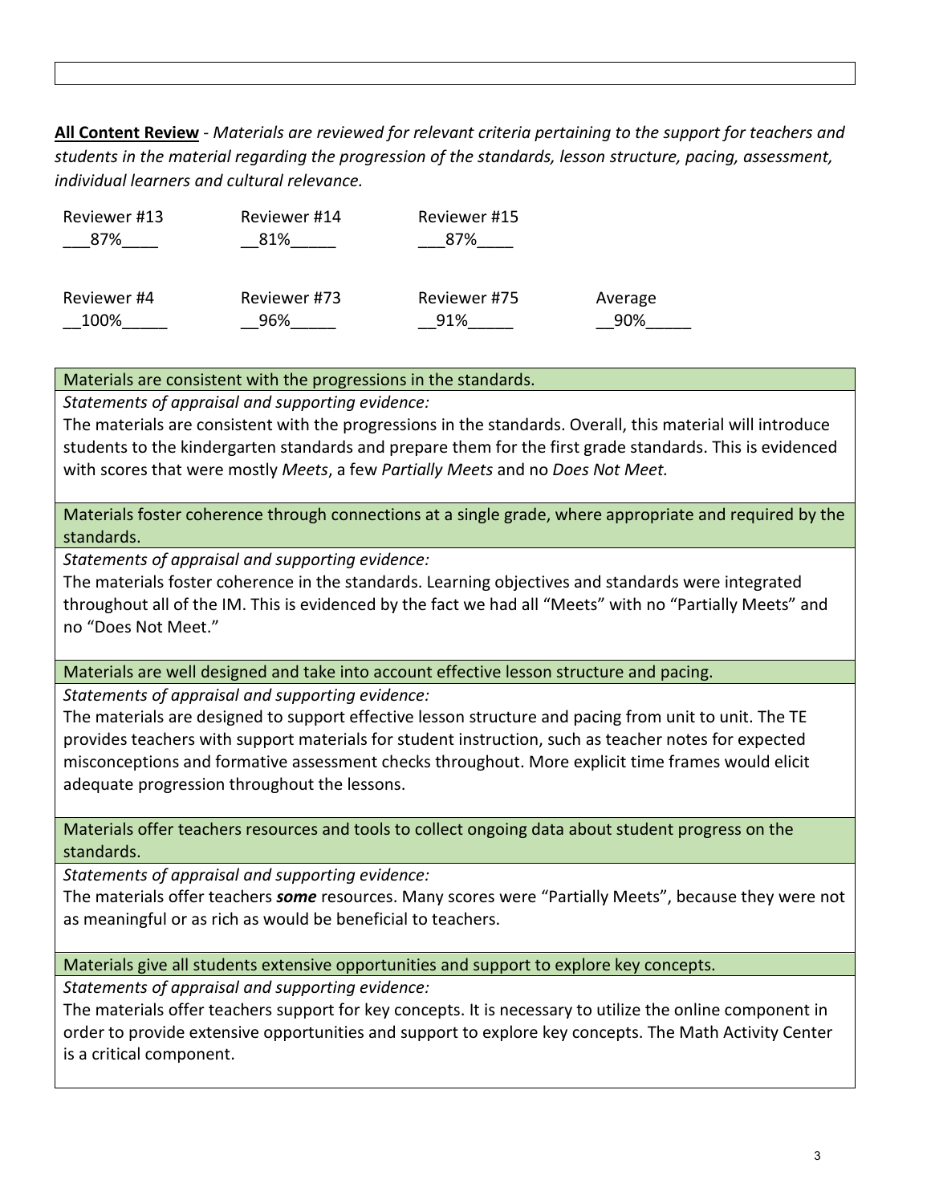**All Content Review** - *Materials are reviewed for relevant criteria pertaining to the support for teachers and students in the material regarding the progression of the standards, lesson structure, pacing, assessment, individual learners and cultural relevance.*

| | | | |
|---|---|---|---|
| Reviewer #13 ___87%____ | Reviewer #14 __81%_____ | Reviewer #15 ___87%____ | |
| Reviewer #4 __100%_____ | Reviewer #73 __96%_____ | Reviewer #75 __91%_____ | Average __90%_____ |

| Materials are consistent with the progressions in the standards. |
|---|
| *Statements of appraisal and supporting evidence:* The materials are consistent with the progressions in the standards. Overall, this material will introduce students to the kindergarten standards and prepare them for the first grade standards. This is evidenced with scores that were mostly *Meets*, a few *Partially Meets* and no *Does Not Meet.* |
| Materials foster coherence through connections at a single grade, where appropriate and required by the standards. |
| *Statements of appraisal and supporting evidence:* The materials foster coherence in the standards. Learning objectives and standards were integrated throughout all of the IM. This is evidenced by the fact we had all "Meets" with no "Partially Meets" and no "Does Not Meet." |
| Materials are well designed and take into account effective lesson structure and pacing. |
| *Statements of appraisal and supporting evidence:* The materials are designed to support effective lesson structure and pacing from unit to unit. The TE provides teachers with support materials for student instruction, such as teacher notes for expected misconceptions and formative assessment checks throughout. More explicit time frames would elicit adequate progression throughout the lessons. |
| Materials offer teachers resources and tools to collect ongoing data about student progress on the standards. |
| *Statements of appraisal and supporting evidence:* The materials offer teachers ***some*** resources. Many scores were "Partially Meets", because they were not as meaningful or as rich as would be beneficial to teachers. |
| Materials give all students extensive opportunities and support to explore key concepts. |
| *Statements of appraisal and supporting evidence:* The materials offer teachers support for key concepts. It is necessary to utilize the online component in order to provide extensive opportunities and support to explore key concepts. The Math Activity Center is a critical component. |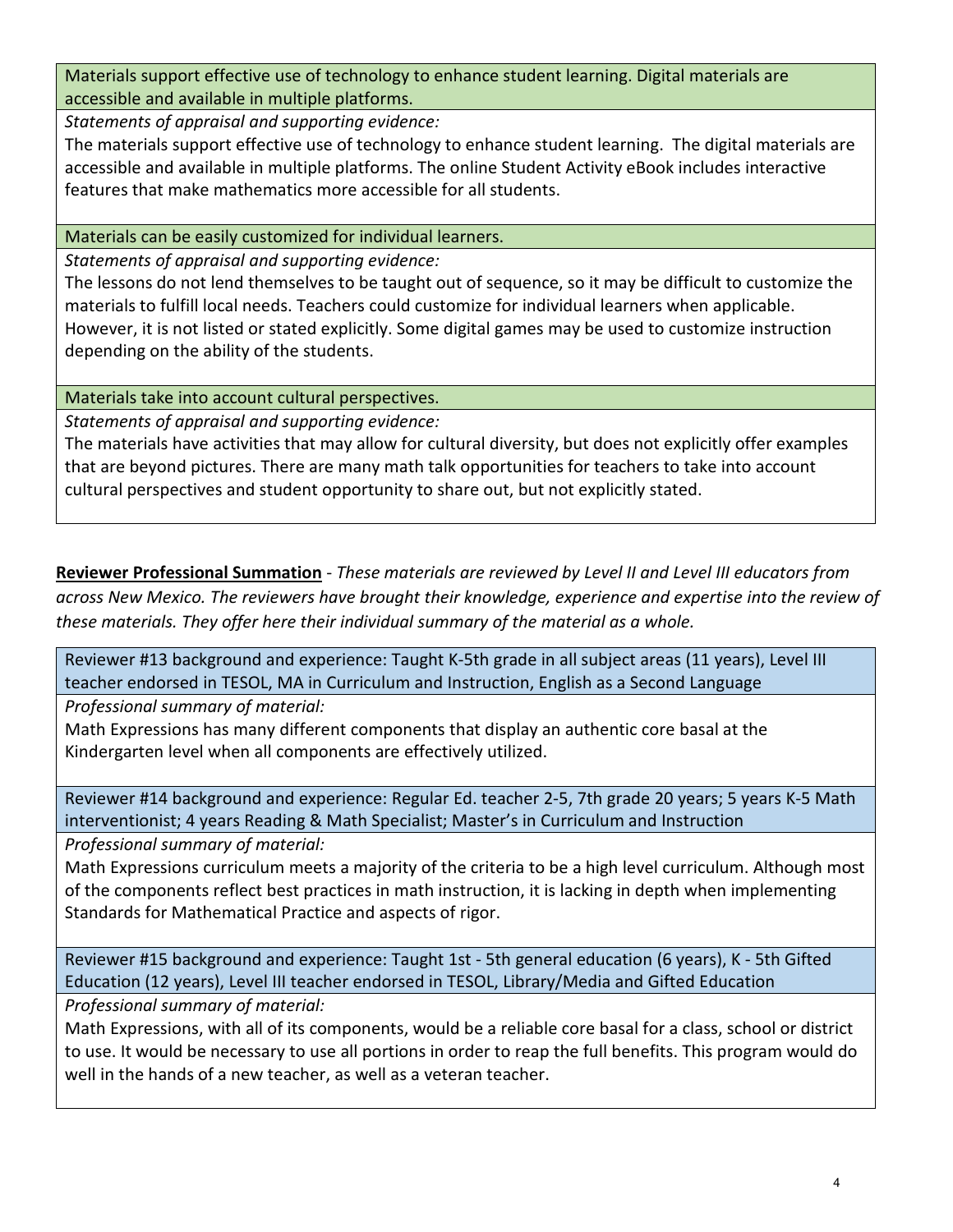Materials support effective use of technology to enhance student learning. Digital materials are accessible and available in multiple platforms.

*Statements of appraisal and supporting evidence:*

The materials support effective use of technology to enhance student learning. The digital materials are accessible and available in multiple platforms. The online Student Activity eBook includes interactive features that make mathematics more accessible for all students.

Materials can be easily customized for individual learners.

*Statements of appraisal and supporting evidence:*

The lessons do not lend themselves to be taught out of sequence, so it may be difficult to customize the materials to fulfill local needs. Teachers could customize for individual learners when applicable. However, it is not listed or stated explicitly. Some digital games may be used to customize instruction depending on the ability of the students.

Materials take into account cultural perspectives.

*Statements of appraisal and supporting evidence:*

The materials have activities that may allow for cultural diversity, but does not explicitly offer examples that are beyond pictures. There are many math talk opportunities for teachers to take into account cultural perspectives and student opportunity to share out, but not explicitly stated.

**Reviewer Professional Summation** - *These materials are reviewed by Level II and Level III educators from across New Mexico. The reviewers have brought their knowledge, experience and expertise into the review of these materials. They offer here their individual summary of the material as a whole.*

Reviewer #13 background and experience: Taught K-5th grade in all subject areas (11 years), Level III teacher endorsed in TESOL, MA in Curriculum and Instruction, English as a Second Language

*Professional summary of material:*

Math Expressions has many different components that display an authentic core basal at the Kindergarten level when all components are effectively utilized.

Reviewer #14 background and experience: Regular Ed. teacher 2-5, 7th grade 20 years; 5 years K-5 Math interventionist; 4 years Reading & Math Specialist; Master's in Curriculum and Instruction

*Professional summary of material:*

Math Expressions curriculum meets a majority of the criteria to be a high level curriculum. Although most of the components reflect best practices in math instruction, it is lacking in depth when implementing Standards for Mathematical Practice and aspects of rigor.

Reviewer #15 background and experience: Taught 1st - 5th general education (6 years), K - 5th Gifted Education (12 years), Level III teacher endorsed in TESOL, Library/Media and Gifted Education

*Professional summary of material:*

Math Expressions, with all of its components, would be a reliable core basal for a class, school or district to use. It would be necessary to use all portions in order to reap the full benefits. This program would do well in the hands of a new teacher, as well as a veteran teacher.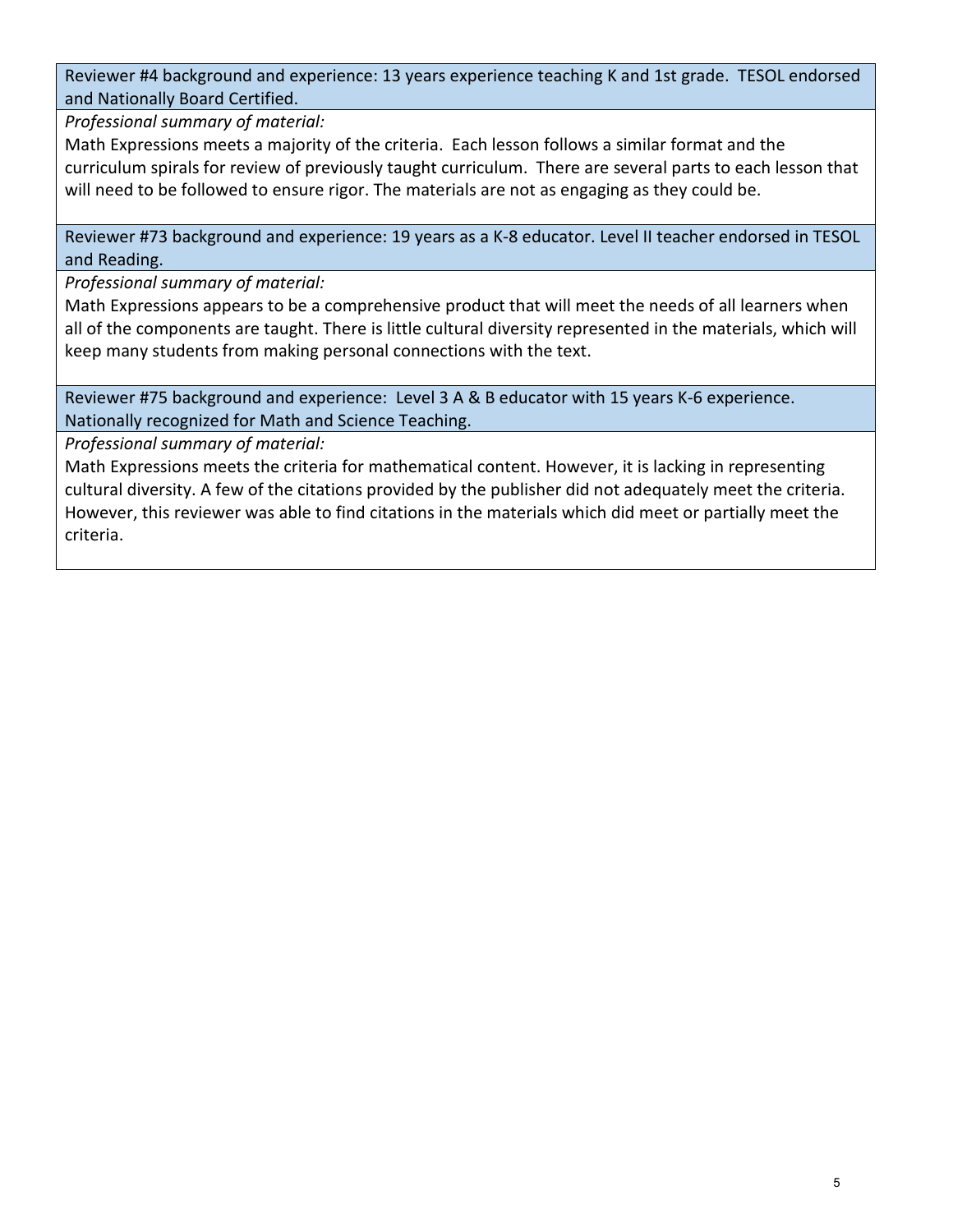Reviewer #4 background and experience: 13 years experience teaching K and 1st grade. TESOL endorsed and Nationally Board Certified.

*Professional summary of material:*

Math Expressions meets a majority of the criteria. Each lesson follows a similar format and the curriculum spirals for review of previously taught curriculum. There are several parts to each lesson that will need to be followed to ensure rigor. The materials are not as engaging as they could be.

Reviewer #73 background and experience: 19 years as a K-8 educator. Level II teacher endorsed in TESOL and Reading.

*Professional summary of material:*

Math Expressions appears to be a comprehensive product that will meet the needs of all learners when all of the components are taught. There is little cultural diversity represented in the materials, which will keep many students from making personal connections with the text.

Reviewer #75 background and experience: Level 3 A & B educator with 15 years K-6 experience. Nationally recognized for Math and Science Teaching.

*Professional summary of material:*

Math Expressions meets the criteria for mathematical content. However, it is lacking in representing cultural diversity. A few of the citations provided by the publisher did not adequately meet the criteria. However, this reviewer was able to find citations in the materials which did meet or partially meet the criteria.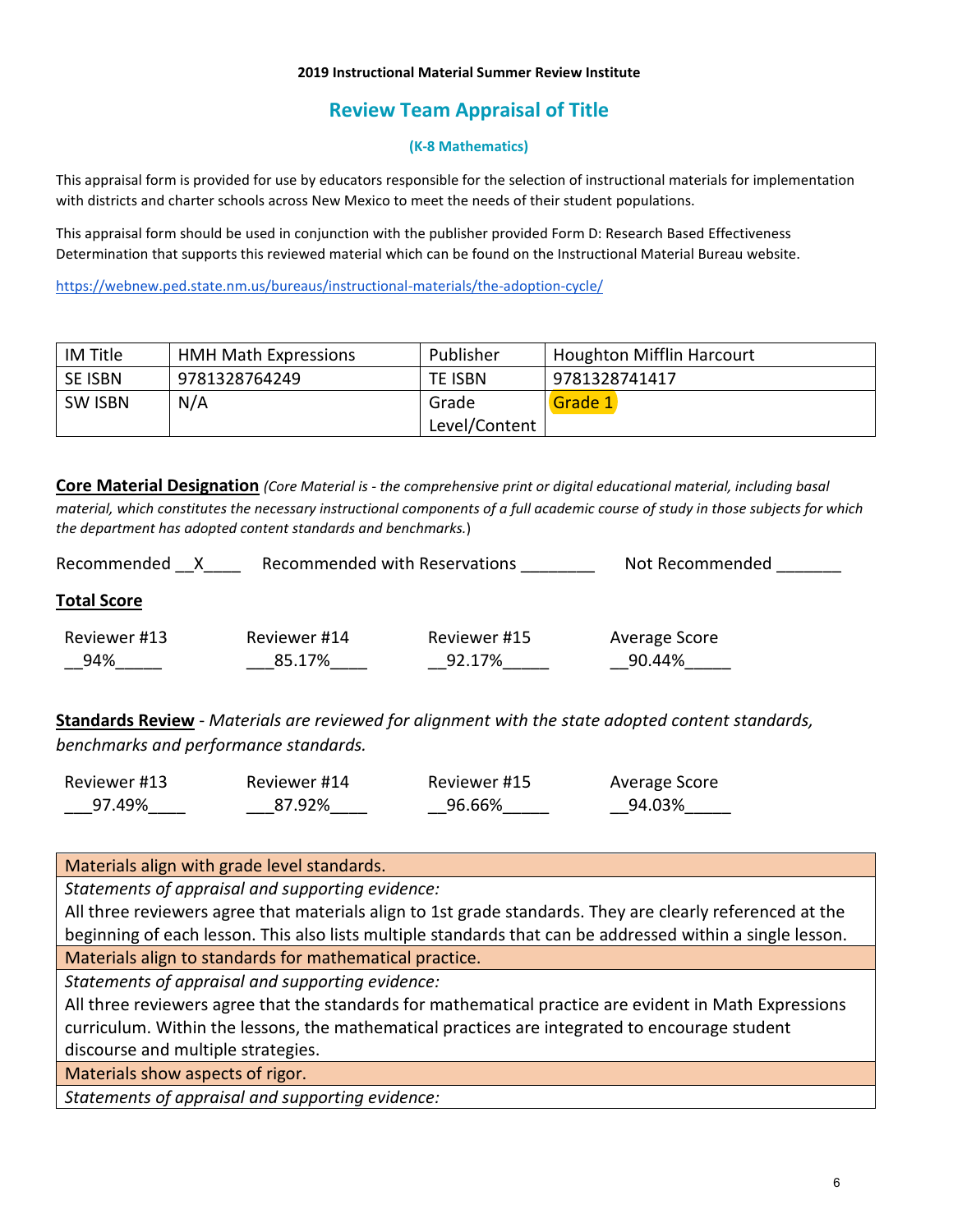**2019 Instructional Material Summer Review Institute**

## Review Team Appraisal of Title

**(K-8 Mathematics)**

This appraisal form is provided for use by educators responsible for the selection of instructional materials for implementation with districts and charter schools across New Mexico to meet the needs of their student populations.

This appraisal form should be used in conjunction with the publisher provided Form D: Research Based Effectiveness Determination that supports this reviewed material which can be found on the Instructional Material Bureau website.

https://webnew.ped.state.nm.us/bureaus/instructional-materials/the-adoption-cycle/

| | | | |
|---|---|---|---|
| IM Title | HMH Math Expressions | Publisher | Houghton Mifflin Harcourt |
| SE ISBN | 9781328764249 | TE ISBN | 9781328741417 |
| SW ISBN | N/A | Grade Level/Content | Grade 1 |

**Core Material Designation** *(Core Material is - the comprehensive print or digital educational material, including basal material, which constitutes the necessary instructional components of a full academic course of study in those subjects for which the department has adopted content standards and benchmarks.*)

Recommended __X____ Recommended with Reservations ________ Not Recommended _______

**Total Score**

| Reviewer #13 | Reviewer #14 | Reviewer #15 | Average Score |
|---|---|---|---|
| __94%_____ | ___85.17%____ | __92.17%_____ | __90.44%_____ |

**Standards Review** - *Materials are reviewed for alignment with the state adopted content standards, benchmarks and performance standards.*

| Reviewer #13 | Reviewer #14 | Reviewer #15 | Average Score |
|---|---|---|---|
| ___97.49%____ | ___87.92%____ | __96.66%_____ | __94.03%_____ |

| |
|---|
| Materials align with grade level standards. |
| *Statements of appraisal and supporting evidence:* All three reviewers agree that materials align to 1st grade standards. They are clearly referenced at the beginning of each lesson. This also lists multiple standards that can be addressed within a single lesson. |
| Materials align to standards for mathematical practice. |
| *Statements of appraisal and supporting evidence:* All three reviewers agree that the standards for mathematical practice are evident in Math Expressions curriculum. Within the lessons, the mathematical practices are integrated to encourage student discourse and multiple strategies. |
| Materials show aspects of rigor. |
| *Statements of appraisal and supporting evidence:* |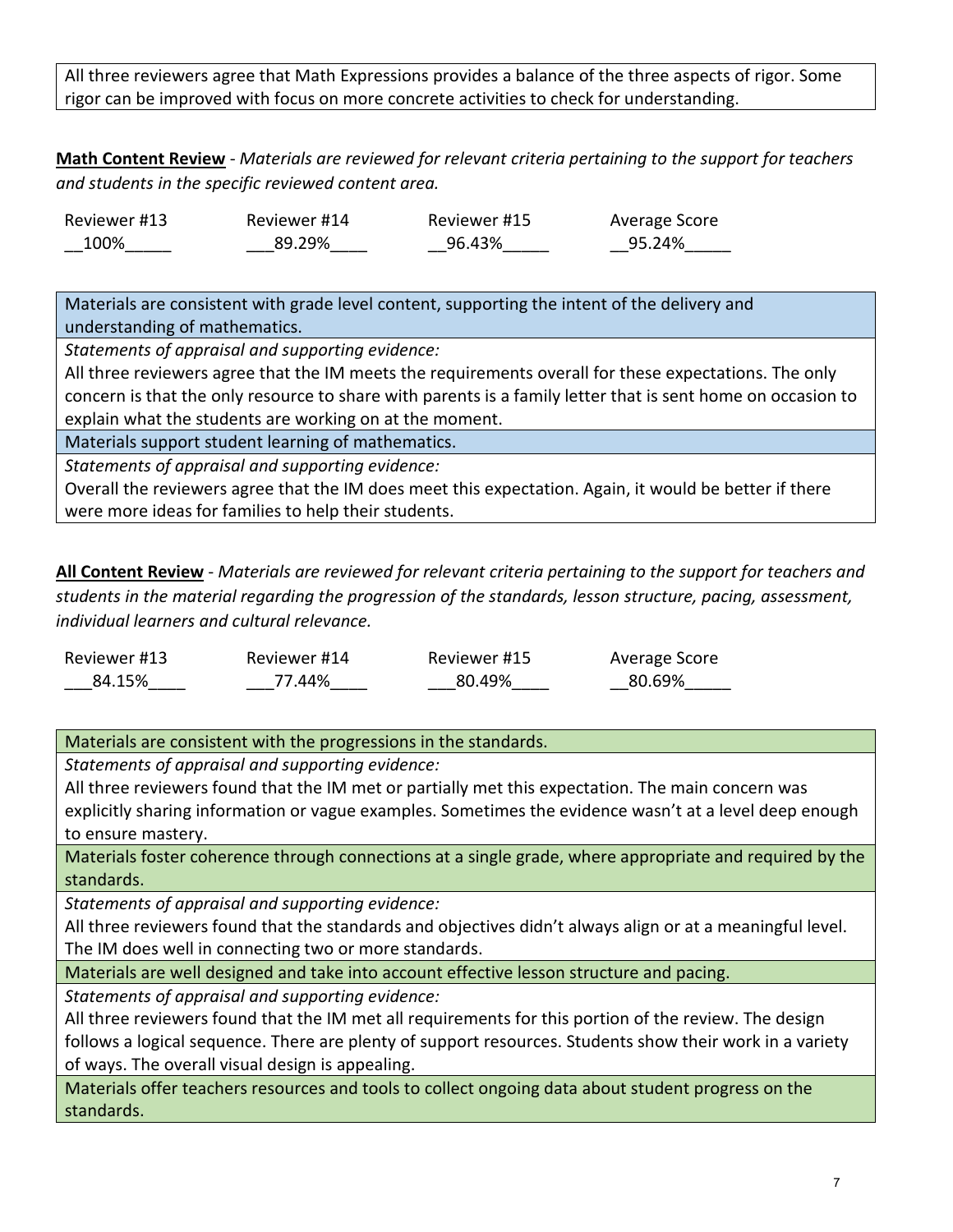All three reviewers agree that Math Expressions provides a balance of the three aspects of rigor. Some rigor can be improved with focus on more concrete activities to check for understanding.

**Math Content Review** - *Materials are reviewed for relevant criteria pertaining to the support for teachers and students in the specific reviewed content area.*

| Reviewer #13 | Reviewer #14 | Reviewer #15 | Average Score |
|---|---|---|---|
| 100% | 89.29% | 96.43% | 95.24% |

| Materials are consistent with grade level content, supporting the intent of the delivery and understanding of mathematics. |
|---|
| *Statements of appraisal and supporting evidence:* |
| All three reviewers agree that the IM meets the requirements overall for these expectations. The only concern is that the only resource to share with parents is a family letter that is sent home on occasion to explain what the students are working on at the moment. |
| Materials support student learning of mathematics. |
| *Statements of appraisal and supporting evidence:* |
| Overall the reviewers agree that the IM does meet this expectation. Again, it would be better if there were more ideas for families to help their students. |

**All Content Review** - *Materials are reviewed for relevant criteria pertaining to the support for teachers and students in the material regarding the progression of the standards, lesson structure, pacing, assessment, individual learners and cultural relevance.*

| Reviewer #13 | Reviewer #14 | Reviewer #15 | Average Score |
|---|---|---|---|
| 84.15% | 77.44% | 80.49% | 80.69% |

| Materials are consistent with the progressions in the standards. |
|---|
| *Statements of appraisal and supporting evidence:* |
| All three reviewers found that the IM met or partially met this expectation. The main concern was explicitly sharing information or vague examples. Sometimes the evidence wasn't at a level deep enough to ensure mastery. |
| Materials foster coherence through connections at a single grade, where appropriate and required by the standards. |
| *Statements of appraisal and supporting evidence:* |
| All three reviewers found that the standards and objectives didn't always align or at a meaningful level. The IM does well in connecting two or more standards. |
| Materials are well designed and take into account effective lesson structure and pacing. |
| *Statements of appraisal and supporting evidence:* |
| All three reviewers found that the IM met all requirements for this portion of the review. The design follows a logical sequence. There are plenty of support resources. Students show their work in a variety of ways. The overall visual design is appealing. |
| Materials offer teachers resources and tools to collect ongoing data about student progress on the standards. |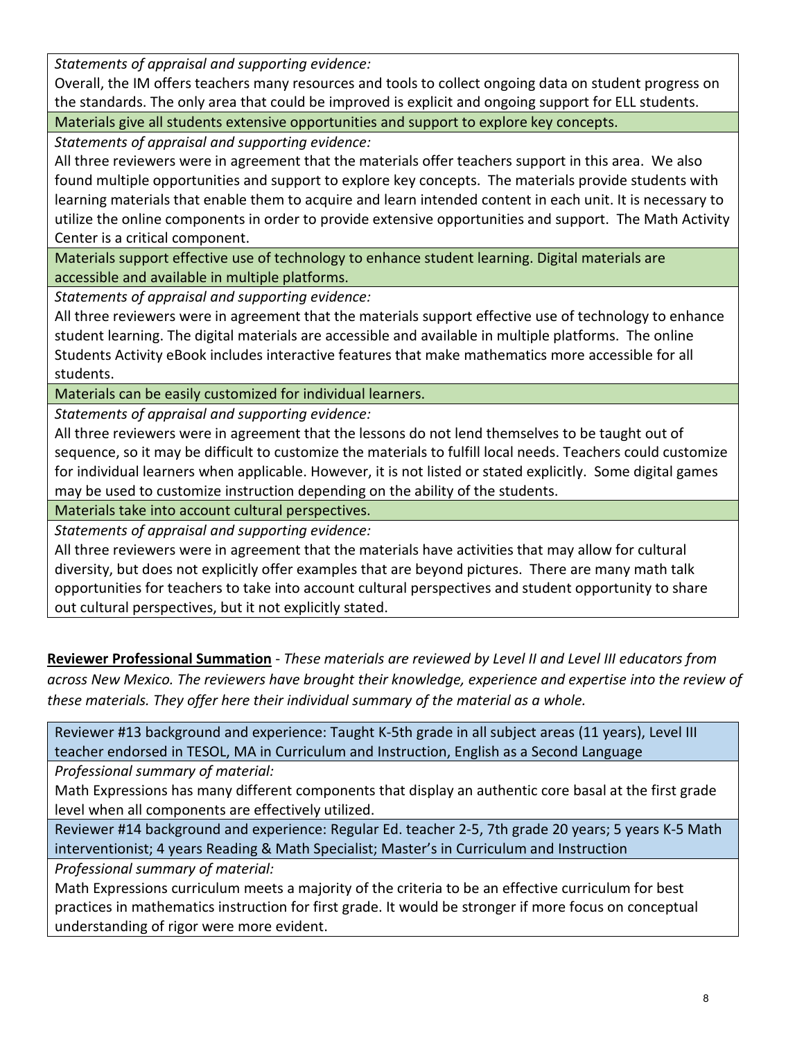*Statements of appraisal and supporting evidence:*

Overall, the IM offers teachers many resources and tools to collect ongoing data on student progress on the standards. The only area that could be improved is explicit and ongoing support for ELL students.

Materials give all students extensive opportunities and support to explore key concepts.

*Statements of appraisal and supporting evidence:*

All three reviewers were in agreement that the materials offer teachers support in this area. We also found multiple opportunities and support to explore key concepts. The materials provide students with learning materials that enable them to acquire and learn intended content in each unit. It is necessary to utilize the online components in order to provide extensive opportunities and support. The Math Activity Center is a critical component.

Materials support effective use of technology to enhance student learning. Digital materials are accessible and available in multiple platforms.

*Statements of appraisal and supporting evidence:*

All three reviewers were in agreement that the materials support effective use of technology to enhance student learning. The digital materials are accessible and available in multiple platforms. The online Students Activity eBook includes interactive features that make mathematics more accessible for all students.

Materials can be easily customized for individual learners.

*Statements of appraisal and supporting evidence:*

All three reviewers were in agreement that the lessons do not lend themselves to be taught out of sequence, so it may be difficult to customize the materials to fulfill local needs. Teachers could customize for individual learners when applicable. However, it is not listed or stated explicitly. Some digital games may be used to customize instruction depending on the ability of the students.

Materials take into account cultural perspectives.

*Statements of appraisal and supporting evidence:*

All three reviewers were in agreement that the materials have activities that may allow for cultural diversity, but does not explicitly offer examples that are beyond pictures. There are many math talk opportunities for teachers to take into account cultural perspectives and student opportunity to share out cultural perspectives, but it not explicitly stated.

**Reviewer Professional Summation** - *These materials are reviewed by Level II and Level III educators from across New Mexico. The reviewers have brought their knowledge, experience and expertise into the review of these materials. They offer here their individual summary of the material as a whole.*

Reviewer #13 background and experience: Taught K-5th grade in all subject areas (11 years), Level III teacher endorsed in TESOL, MA in Curriculum and Instruction, English as a Second Language

*Professional summary of material:*

Math Expressions has many different components that display an authentic core basal at the first grade level when all components are effectively utilized.

Reviewer #14 background and experience: Regular Ed. teacher 2-5, 7th grade 20 years; 5 years K-5 Math interventionist; 4 years Reading & Math Specialist; Master's in Curriculum and Instruction

*Professional summary of material:*

Math Expressions curriculum meets a majority of the criteria to be an effective curriculum for best practices in mathematics instruction for first grade. It would be stronger if more focus on conceptual understanding of rigor were more evident.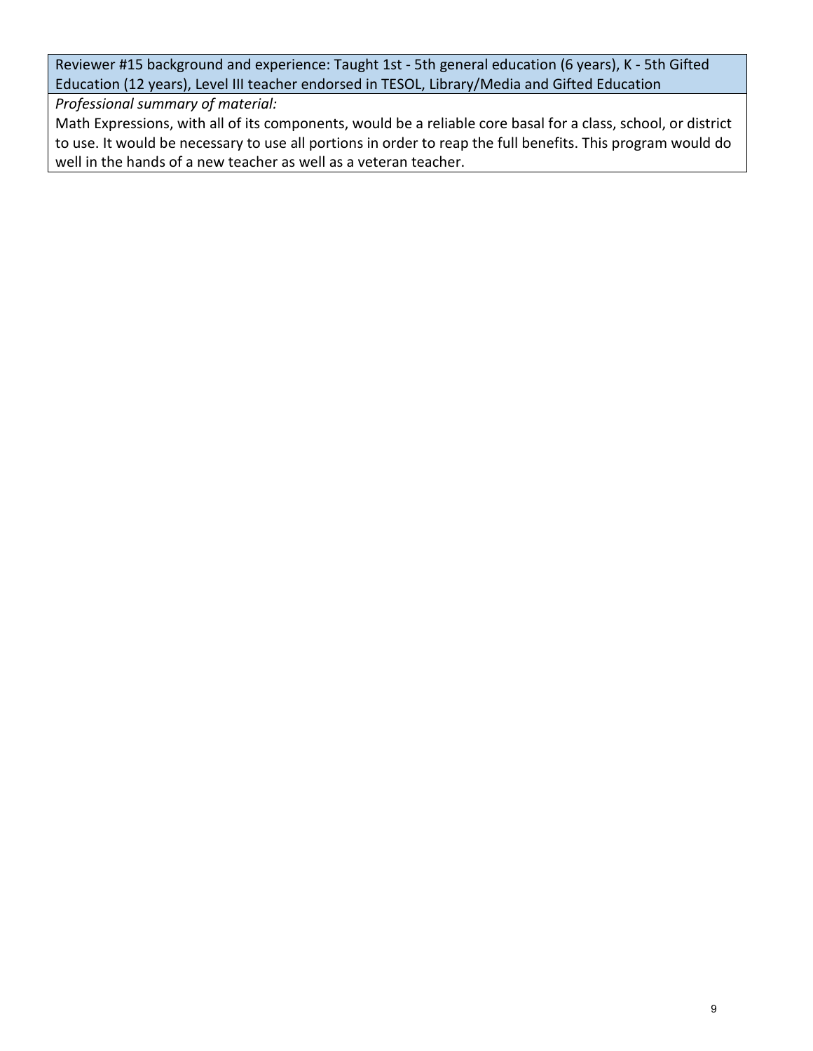| Reviewer #15 background and experience: Taught 1st - 5th general education (6 years), K - 5th Gifted Education (12 years), Level III teacher endorsed in TESOL, Library/Media and Gifted Education |
| --- |
| *Professional summary of material:*<br>Math Expressions, with all of its components, would be a reliable core basal for a class, school, or district to use. It would be necessary to use all portions in order to reap the full benefits. This program would do well in the hands of a new teacher as well as a veteran teacher. |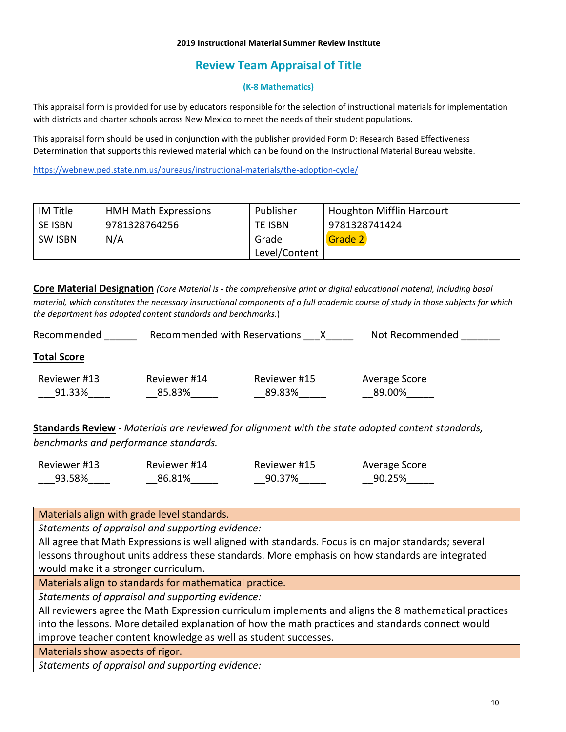**2019 Instructional Material Summer Review Institute**

## Review Team Appraisal of Title

### (K-8 Mathematics)

This appraisal form is provided for use by educators responsible for the selection of instructional materials for implementation with districts and charter schools across New Mexico to meet the needs of their student populations.

This appraisal form should be used in conjunction with the publisher provided Form D: Research Based Effectiveness Determination that supports this reviewed material which can be found on the Instructional Material Bureau website.

https://webnew.ped.state.nm.us/bureaus/instructional-materials/the-adoption-cycle/

| | | | |
|---|---|---|---|
| IM Title | HMH Math Expressions | Publisher | Houghton Mifflin Harcourt |
| SE ISBN | 9781328764256 | TE ISBN | 9781328741424 |
| SW ISBN | N/A | Grade Level/Content | Grade 2 |

**Core Material Designation** *(Core Material is - the comprehensive print or digital educational material, including basal material, which constitutes the necessary instructional components of a full academic course of study in those subjects for which the department has adopted content standards and benchmarks.*)

Recommended ______ Recommended with Reservations ___X_____ Not Recommended _______

**Total Score**

| Reviewer #13 | Reviewer #14 | Reviewer #15 | Average Score |
|---|---|---|---|
| 91.33% | 85.83% | 89.83% | 89.00% |

**Standards Review** - *Materials are reviewed for alignment with the state adopted content standards, benchmarks and performance standards.*

| Reviewer #13 | Reviewer #14 | Reviewer #15 | Average Score |
|---|---|---|---|
| 93.58% | 86.81% | 90.37% | 90.25% |

| |
|---|
| Materials align with grade level standards. |
| *Statements of appraisal and supporting evidence:* All agree that Math Expressions is well aligned with standards. Focus is on major standards; several lessons throughout units address these standards. More emphasis on how standards are integrated would make it a stronger curriculum. |
| Materials align to standards for mathematical practice. |
| *Statements of appraisal and supporting evidence:* All reviewers agree the Math Expression curriculum implements and aligns the 8 mathematical practices into the lessons. More detailed explanation of how the math practices and standards connect would improve teacher content knowledge as well as student successes. |
| Materials show aspects of rigor. |
| *Statements of appraisal and supporting evidence:* |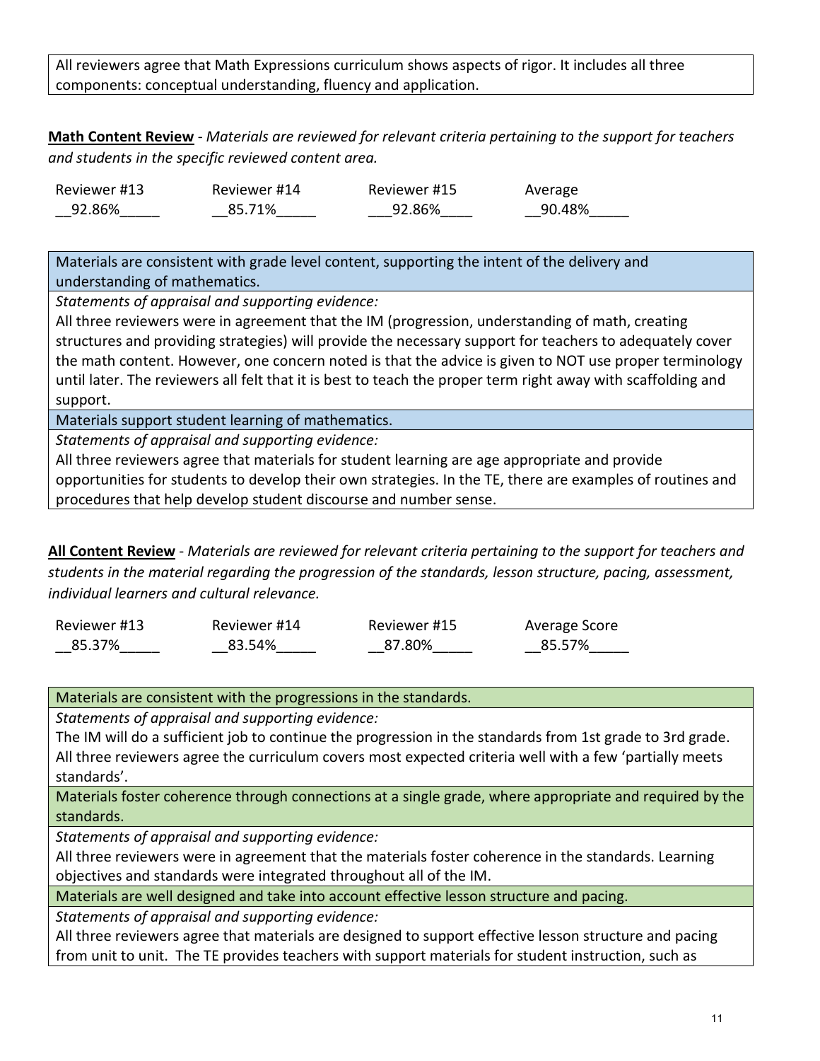| |
|---|
| All reviewers agree that Math Expressions curriculum shows aspects of rigor. It includes all three components: conceptual understanding, fluency and application. |

**Math Content Review** - *Materials are reviewed for relevant criteria pertaining to the support for teachers and students in the specific reviewed content area.*

| Reviewer #13 | Reviewer #14 | Reviewer #15 | Average |
|---|---|---|---|
| __92.86%_____ | __85.71%_____ | ___92.86%____ | __90.48%_____ |

| |
|---|
| Materials are consistent with grade level content, supporting the intent of the delivery and understanding of mathematics. |
| *Statements of appraisal and supporting evidence:* All three reviewers were in agreement that the IM (progression, understanding of math, creating structures and providing strategies) will provide the necessary support for teachers to adequately cover the math content. However, one concern noted is that the advice is given to NOT use proper terminology until later. The reviewers all felt that it is best to teach the proper term right away with scaffolding and support. |
| Materials support student learning of mathematics. |
| *Statements of appraisal and supporting evidence:* All three reviewers agree that materials for student learning are age appropriate and provide opportunities for students to develop their own strategies. In the TE, there are examples of routines and procedures that help develop student discourse and number sense. |

**All Content Review** - *Materials are reviewed for relevant criteria pertaining to the support for teachers and students in the material regarding the progression of the standards, lesson structure, pacing, assessment, individual learners and cultural relevance.*

| Reviewer #13 | Reviewer #14 | Reviewer #15 | Average Score |
|---|---|---|---|
| __85.37%_____ | __83.54%_____ | __87.80%_____ | __85.57%_____ |

| |
|---|
| Materials are consistent with the progressions in the standards. |
| *Statements of appraisal and supporting evidence:* The IM will do a sufficient job to continue the progression in the standards from 1st grade to 3rd grade. All three reviewers agree the curriculum covers most expected criteria well with a few 'partially meets standards'. |
| Materials foster coherence through connections at a single grade, where appropriate and required by the standards. |
| *Statements of appraisal and supporting evidence:* All three reviewers were in agreement that the materials foster coherence in the standards. Learning objectives and standards were integrated throughout all of the IM. |
| Materials are well designed and take into account effective lesson structure and pacing. |
| *Statements of appraisal and supporting evidence:* All three reviewers agree that materials are designed to support effective lesson structure and pacing from unit to unit. The TE provides teachers with support materials for student instruction, such as |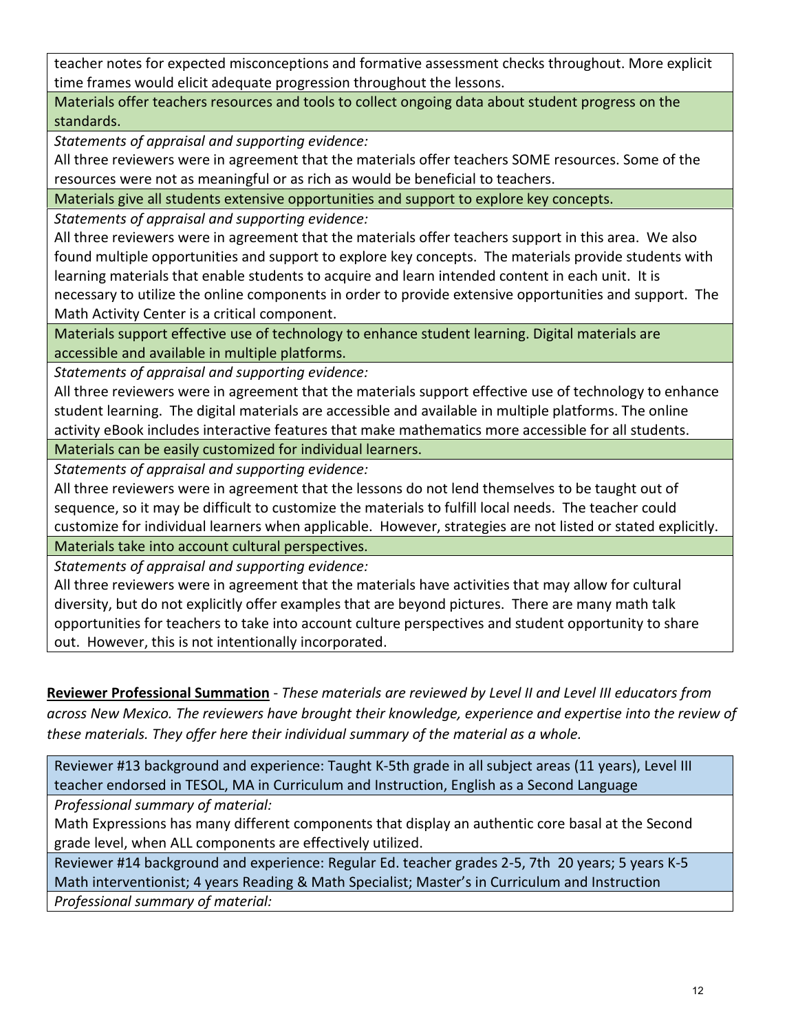teacher notes for expected misconceptions and formative assessment checks throughout. More explicit time frames would elicit adequate progression throughout the lessons.

**Materials offer teachers resources and tools to collect ongoing data about student progress on the standards.**

*Statements of appraisal and supporting evidence:*

All three reviewers were in agreement that the materials offer teachers SOME resources. Some of the resources were not as meaningful or as rich as would be beneficial to teachers.

**Materials give all students extensive opportunities and support to explore key concepts.**

*Statements of appraisal and supporting evidence:*

All three reviewers were in agreement that the materials offer teachers support in this area. We also found multiple opportunities and support to explore key concepts. The materials provide students with learning materials that enable students to acquire and learn intended content in each unit. It is necessary to utilize the online components in order to provide extensive opportunities and support. The Math Activity Center is a critical component.

**Materials support effective use of technology to enhance student learning. Digital materials are accessible and available in multiple platforms.**

*Statements of appraisal and supporting evidence:*

All three reviewers were in agreement that the materials support effective use of technology to enhance student learning. The digital materials are accessible and available in multiple platforms. The online activity eBook includes interactive features that make mathematics more accessible for all students.

**Materials can be easily customized for individual learners.**

*Statements of appraisal and supporting evidence:*

All three reviewers were in agreement that the lessons do not lend themselves to be taught out of sequence, so it may be difficult to customize the materials to fulfill local needs. The teacher could customize for individual learners when applicable. However, strategies are not listed or stated explicitly.

**Materials take into account cultural perspectives.**

*Statements of appraisal and supporting evidence:*

All three reviewers were in agreement that the materials have activities that may allow for cultural diversity, but do not explicitly offer examples that are beyond pictures. There are many math talk opportunities for teachers to take into account culture perspectives and student opportunity to share out. However, this is not intentionally incorporated.

**Reviewer Professional Summation** - *These materials are reviewed by Level II and Level III educators from across New Mexico. The reviewers have brought their knowledge, experience and expertise into the review of these materials. They offer here their individual summary of the material as a whole.*

Reviewer #13 background and experience: Taught K-5th grade in all subject areas (11 years), Level III teacher endorsed in TESOL, MA in Curriculum and Instruction, English as a Second Language

*Professional summary of material:*

Math Expressions has many different components that display an authentic core basal at the Second grade level, when ALL components are effectively utilized.

Reviewer #14 background and experience: Regular Ed. teacher grades 2-5, 7th 20 years; 5 years K-5 Math interventionist; 4 years Reading & Math Specialist; Master's in Curriculum and Instruction

*Professional summary of material:*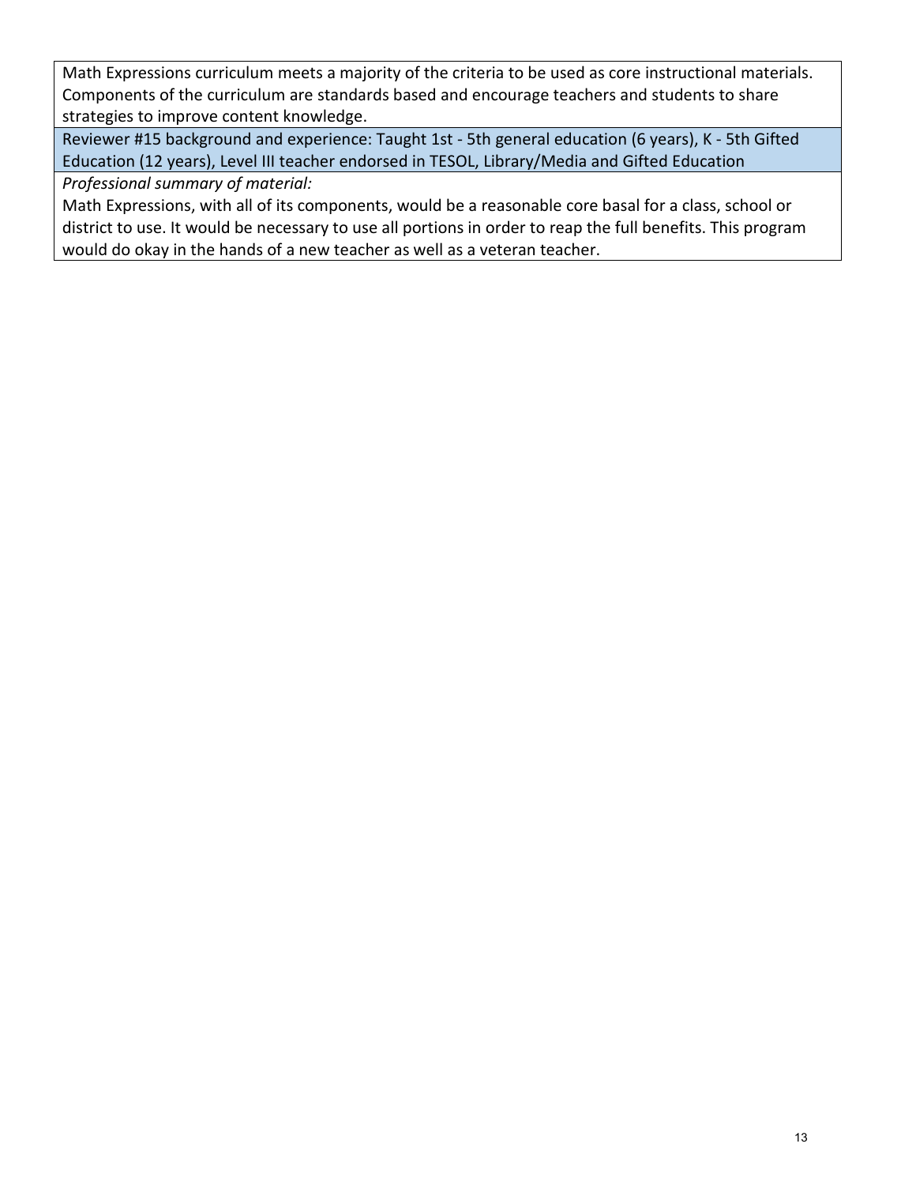Math Expressions curriculum meets a majority of the criteria to be used as core instructional materials. Components of the curriculum are standards based and encourage teachers and students to share strategies to improve content knowledge.

Reviewer #15 background and experience: Taught 1st - 5th general education (6 years), K - 5th Gifted Education (12 years), Level III teacher endorsed in TESOL, Library/Media and Gifted Education

*Professional summary of material:*

Math Expressions, with all of its components, would be a reasonable core basal for a class, school or district to use. It would be necessary to use all portions in order to reap the full benefits. This program would do okay in the hands of a new teacher as well as a veteran teacher.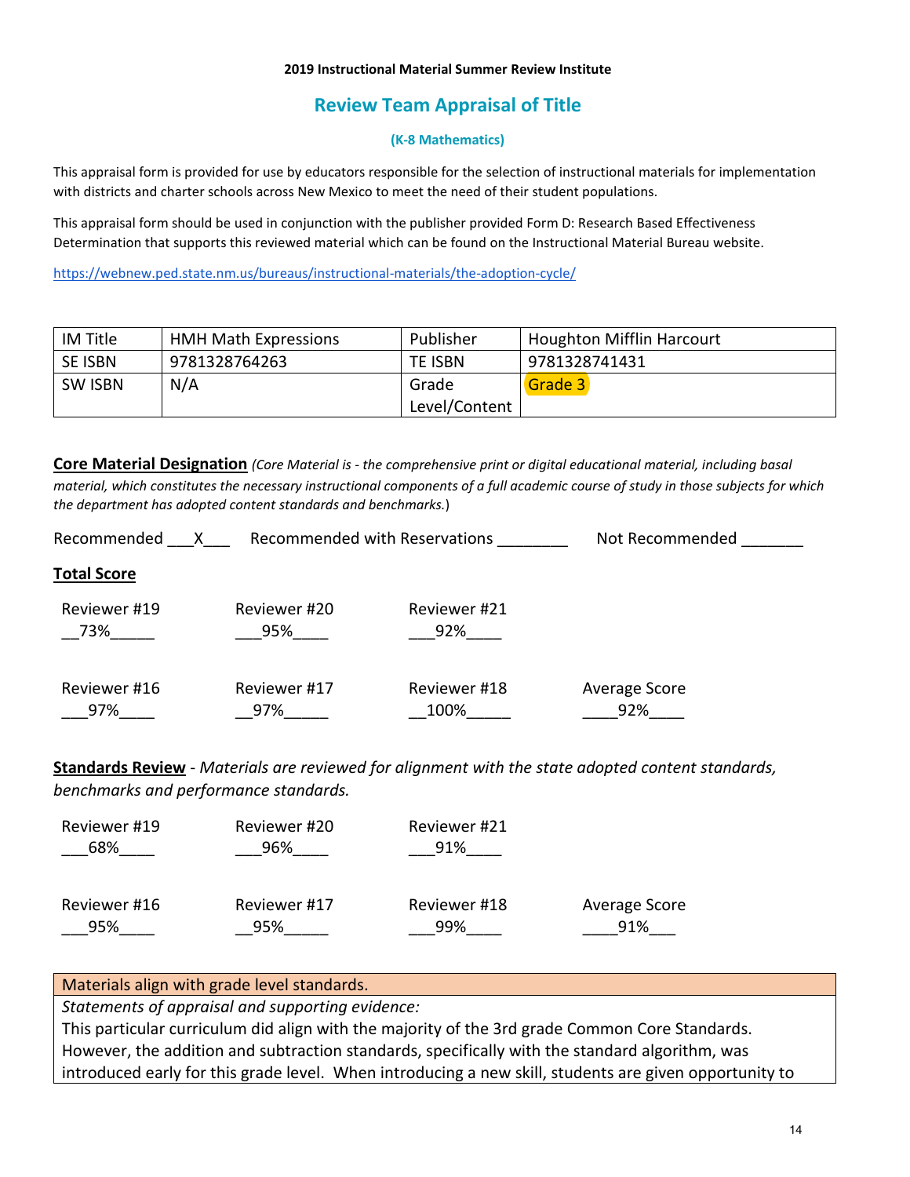**2019 Instructional Material Summer Review Institute**

## Review Team Appraisal of Title

### (K-8 Mathematics)

This appraisal form is provided for use by educators responsible for the selection of instructional materials for implementation with districts and charter schools across New Mexico to meet the need of their student populations.

This appraisal form should be used in conjunction with the publisher provided Form D: Research Based Effectiveness Determination that supports this reviewed material which can be found on the Instructional Material Bureau website.

https://webnew.ped.state.nm.us/bureaus/instructional-materials/the-adoption-cycle/

| | | | |
|---|---|---|---|
| IM Title | HMH Math Expressions | Publisher | Houghton Mifflin Harcourt |
| SE ISBN | 9781328764263 | TE ISBN | 9781328741431 |
| SW ISBN | N/A | Grade Level/Content | Grade 3 |

**Core Material Designation** *(Core Material is - the comprehensive print or digital educational material, including basal material, which constitutes the necessary instructional components of a full academic course of study in those subjects for which the department has adopted content standards and benchmarks.*)

Recommended \_\_\_X\_\_\_ Recommended with Reservations \_\_\_\_\_\_\_\_ Not Recommended \_\_\_\_\_\_\_

**Total Score**

| | | | |
|---|---|---|---|
| Reviewer #19 | Reviewer #20 | Reviewer #21 | |
| 73% | 95% | 92% | |
| Reviewer #16 | Reviewer #17 | Reviewer #18 | Average Score |
| 97% | 97% | 100% | 92% |

**Standards Review** - *Materials are reviewed for alignment with the state adopted content standards, benchmarks and performance standards.*

| | | | |
|---|---|---|---|
| Reviewer #19 | Reviewer #20 | Reviewer #21 | |
| 68% | 96% | 91% | |
| Reviewer #16 | Reviewer #17 | Reviewer #18 | Average Score |
| 95% | 95% | 99% | 91% |

| Materials align with grade level standards. |
|---|
| *Statements of appraisal and supporting evidence:* <br> This particular curriculum did align with the majority of the 3rd grade Common Core Standards. However, the addition and subtraction standards, specifically with the standard algorithm, was introduced early for this grade level. When introducing a new skill, students are given opportunity to |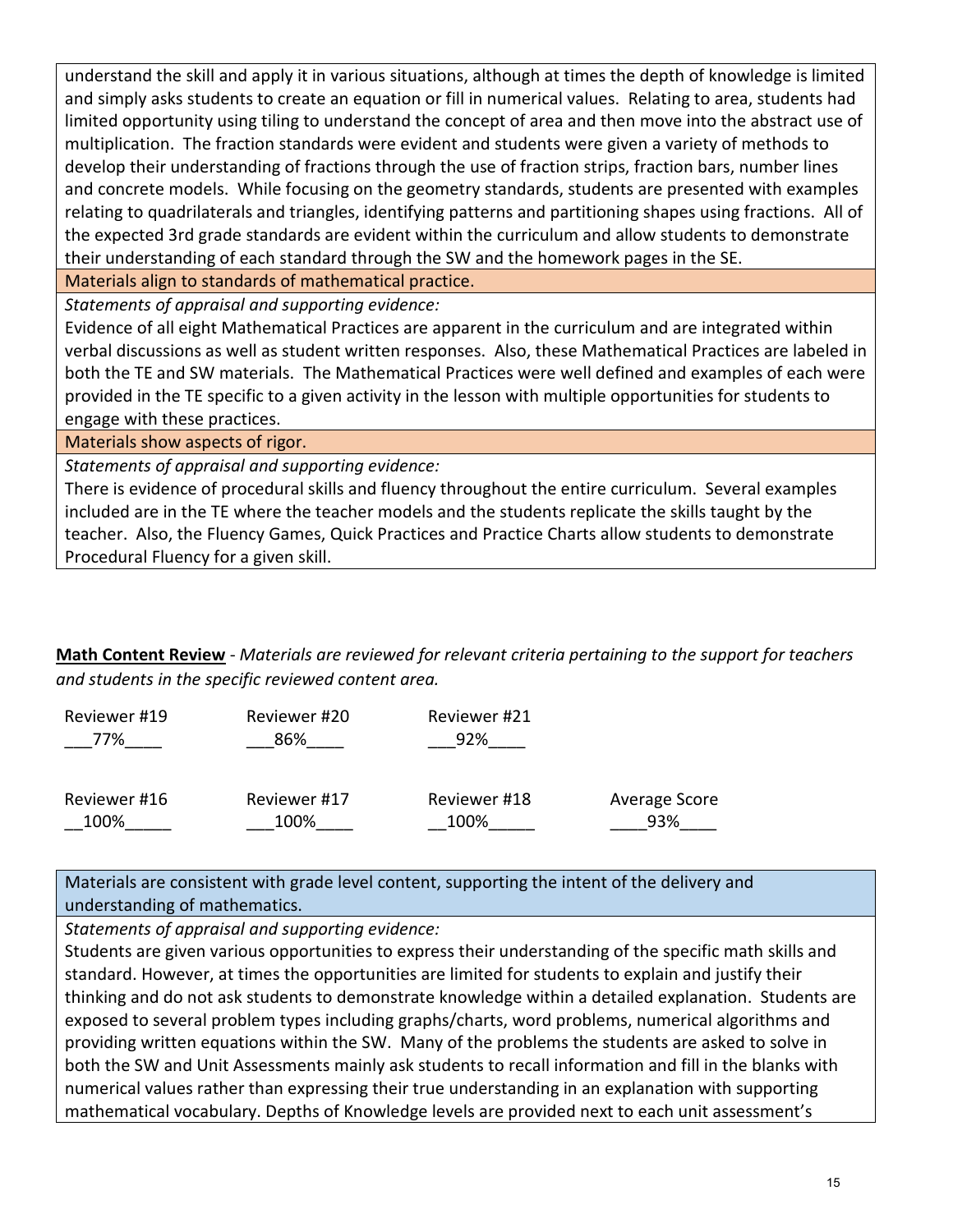understand the skill and apply it in various situations, although at times the depth of knowledge is limited and simply asks students to create an equation or fill in numerical values. Relating to area, students had limited opportunity using tiling to understand the concept of area and then move into the abstract use of multiplication. The fraction standards were evident and students were given a variety of methods to develop their understanding of fractions through the use of fraction strips, fraction bars, number lines and concrete models. While focusing on the geometry standards, students are presented with examples relating to quadrilaterals and triangles, identifying patterns and partitioning shapes using fractions. All of the expected 3rd grade standards are evident within the curriculum and allow students to demonstrate their understanding of each standard through the SW and the homework pages in the SE.

Materials align to standards of mathematical practice.

*Statements of appraisal and supporting evidence:*

Evidence of all eight Mathematical Practices are apparent in the curriculum and are integrated within verbal discussions as well as student written responses. Also, these Mathematical Practices are labeled in both the TE and SW materials. The Mathematical Practices were well defined and examples of each were provided in the TE specific to a given activity in the lesson with multiple opportunities for students to engage with these practices.

Materials show aspects of rigor.

*Statements of appraisal and supporting evidence:*

There is evidence of procedural skills and fluency throughout the entire curriculum. Several examples included are in the TE where the teacher models and the students replicate the skills taught by the teacher. Also, the Fluency Games, Quick Practices and Practice Charts allow students to demonstrate Procedural Fluency for a given skill.

**Math Content Review** - *Materials are reviewed for relevant criteria pertaining to the support for teachers and students in the specific reviewed content area.*

| | | | |
|---|---|---|---|
| Reviewer #19 | Reviewer #20 | Reviewer #21 | |
| 77% | 86% | 92% | |
| Reviewer #16 | Reviewer #17 | Reviewer #18 | Average Score |
| 100% | 100% | 100% | 93% |

Materials are consistent with grade level content, supporting the intent of the delivery and understanding of mathematics.

*Statements of appraisal and supporting evidence:*

Students are given various opportunities to express their understanding of the specific math skills and standard. However, at times the opportunities are limited for students to explain and justify their thinking and do not ask students to demonstrate knowledge within a detailed explanation. Students are exposed to several problem types including graphs/charts, word problems, numerical algorithms and providing written equations within the SW. Many of the problems the students are asked to solve in both the SW and Unit Assessments mainly ask students to recall information and fill in the blanks with numerical values rather than expressing their true understanding in an explanation with supporting mathematical vocabulary. Depths of Knowledge levels are provided next to each unit assessment's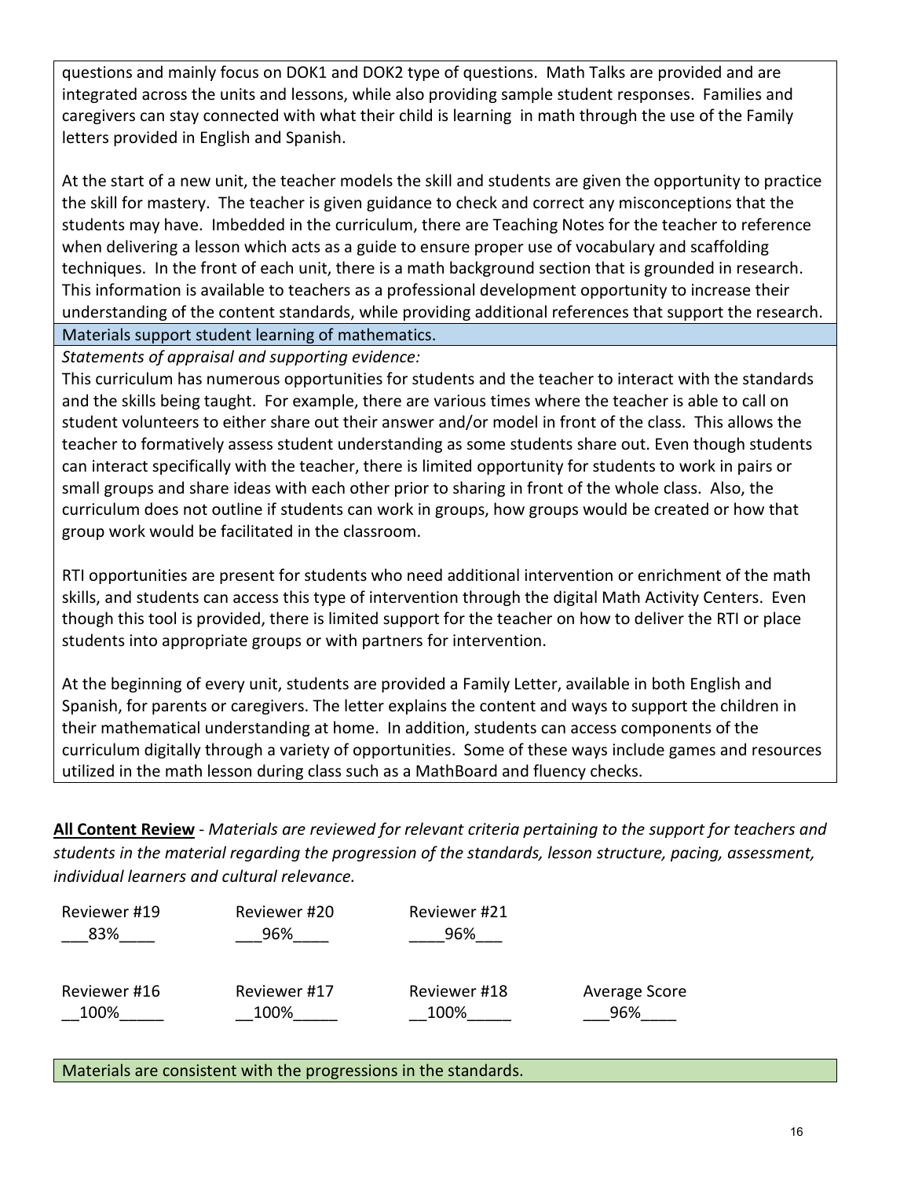questions and mainly focus on DOK1 and DOK2 type of questions. Math Talks are provided and are integrated across the units and lessons, while also providing sample student responses. Families and caregivers can stay connected with what their child is learning in math through the use of the Family letters provided in English and Spanish.

At the start of a new unit, the teacher models the skill and students are given the opportunity to practice the skill for mastery. The teacher is given guidance to check and correct any misconceptions that the students may have. Imbedded in the curriculum, there are Teaching Notes for the teacher to reference when delivering a lesson which acts as a guide to ensure proper use of vocabulary and scaffolding techniques. In the front of each unit, there is a math background section that is grounded in research. This information is available to teachers as a professional development opportunity to increase their understanding of the content standards, while providing additional references that support the research.

Materials support student learning of mathematics.

*Statements of appraisal and supporting evidence:*

This curriculum has numerous opportunities for students and the teacher to interact with the standards and the skills being taught. For example, there are various times where the teacher is able to call on student volunteers to either share out their answer and/or model in front of the class. This allows the teacher to formatively assess student understanding as some students share out. Even though students can interact specifically with the teacher, there is limited opportunity for students to work in pairs or small groups and share ideas with each other prior to sharing in front of the whole class. Also, the curriculum does not outline if students can work in groups, how groups would be created or how that group work would be facilitated in the classroom.

RTI opportunities are present for students who need additional intervention or enrichment of the math skills, and students can access this type of intervention through the digital Math Activity Centers. Even though this tool is provided, there is limited support for the teacher on how to deliver the RTI or place students into appropriate groups or with partners for intervention.

At the beginning of every unit, students are provided a Family Letter, available in both English and Spanish, for parents or caregivers. The letter explains the content and ways to support the children in their mathematical understanding at home. In addition, students can access components of the curriculum digitally through a variety of opportunities. Some of these ways include games and resources utilized in the math lesson during class such as a MathBoard and fluency checks.

**All Content Review** - *Materials are reviewed for relevant criteria pertaining to the support for teachers and students in the material regarding the progression of the standards, lesson structure, pacing, assessment, individual learners and cultural relevance.*

| | | | |
|---|---|---|---|
| Reviewer #19 ___83%____ | Reviewer #20 ___96%____ | Reviewer #21 ____96%___ | |
| Reviewer #16 __100%_____ | Reviewer #17 __100%_____ | Reviewer #18 __100%_____ | Average Score ___96%____ |

Materials are consistent with the progressions in the standards.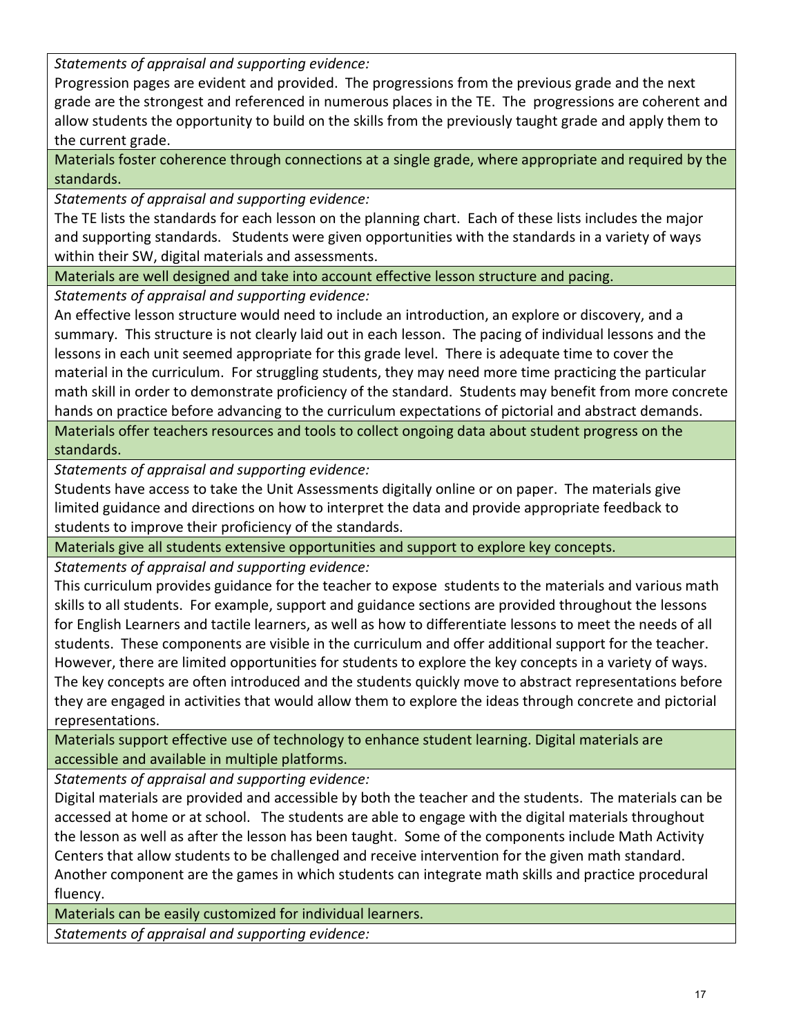*Statements of appraisal and supporting evidence:*

Progression pages are evident and provided. The progressions from the previous grade and the next grade are the strongest and referenced in numerous places in the TE. The progressions are coherent and allow students the opportunity to build on the skills from the previously taught grade and apply them to the current grade.

**Materials foster coherence through connections at a single grade, where appropriate and required by the standards.**

*Statements of appraisal and supporting evidence:*

The TE lists the standards for each lesson on the planning chart. Each of these lists includes the major and supporting standards. Students were given opportunities with the standards in a variety of ways within their SW, digital materials and assessments.

**Materials are well designed and take into account effective lesson structure and pacing.**

*Statements of appraisal and supporting evidence:*

An effective lesson structure would need to include an introduction, an explore or discovery, and a summary. This structure is not clearly laid out in each lesson. The pacing of individual lessons and the lessons in each unit seemed appropriate for this grade level. There is adequate time to cover the material in the curriculum. For struggling students, they may need more time practicing the particular math skill in order to demonstrate proficiency of the standard. Students may benefit from more concrete hands on practice before advancing to the curriculum expectations of pictorial and abstract demands.

**Materials offer teachers resources and tools to collect ongoing data about student progress on the standards.**

*Statements of appraisal and supporting evidence:*

Students have access to take the Unit Assessments digitally online or on paper. The materials give limited guidance and directions on how to interpret the data and provide appropriate feedback to students to improve their proficiency of the standards.

**Materials give all students extensive opportunities and support to explore key concepts.**

*Statements of appraisal and supporting evidence:*

This curriculum provides guidance for the teacher to expose students to the materials and various math skills to all students. For example, support and guidance sections are provided throughout the lessons for English Learners and tactile learners, as well as how to differentiate lessons to meet the needs of all students. These components are visible in the curriculum and offer additional support for the teacher. However, there are limited opportunities for students to explore the key concepts in a variety of ways. The key concepts are often introduced and the students quickly move to abstract representations before they are engaged in activities that would allow them to explore the ideas through concrete and pictorial representations.

**Materials support effective use of technology to enhance student learning. Digital materials are accessible and available in multiple platforms.**

*Statements of appraisal and supporting evidence:*

Digital materials are provided and accessible by both the teacher and the students. The materials can be accessed at home or at school. The students are able to engage with the digital materials throughout the lesson as well as after the lesson has been taught. Some of the components include Math Activity Centers that allow students to be challenged and receive intervention for the given math standard. Another component are the games in which students can integrate math skills and practice procedural fluency.

**Materials can be easily customized for individual learners.**

*Statements of appraisal and supporting evidence:*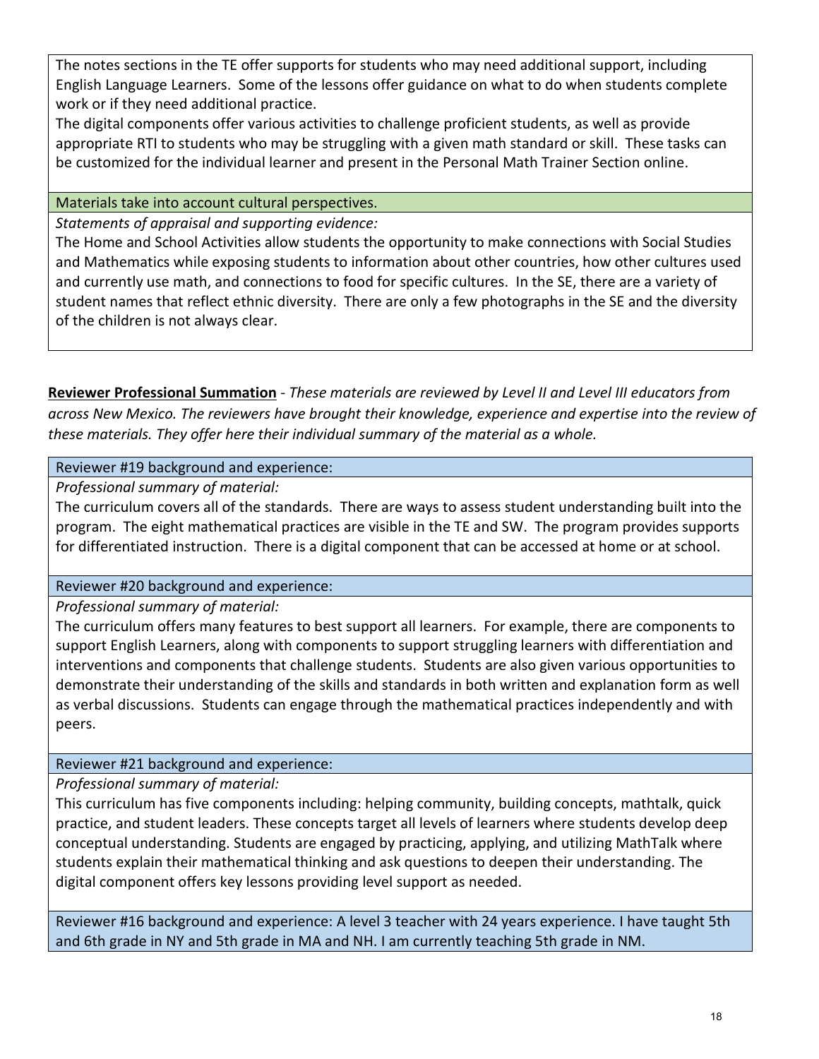The notes sections in the TE offer supports for students who may need additional support, including English Language Learners. Some of the lessons offer guidance on what to do when students complete work or if they need additional practice.

The digital components offer various activities to challenge proficient students, as well as provide appropriate RTI to students who may be struggling with a given math standard or skill. These tasks can be customized for the individual learner and present in the Personal Math Trainer Section online.

Materials take into account cultural perspectives.

*Statements of appraisal and supporting evidence:*

The Home and School Activities allow students the opportunity to make connections with Social Studies and Mathematics while exposing students to information about other countries, how other cultures used and currently use math, and connections to food for specific cultures. In the SE, there are a variety of student names that reflect ethnic diversity. There are only a few photographs in the SE and the diversity of the children is not always clear.

**Reviewer Professional Summation** - *These materials are reviewed by Level II and Level III educators from across New Mexico. The reviewers have brought their knowledge, experience and expertise into the review of these materials. They offer here their individual summary of the material as a whole.*

Reviewer #19 background and experience:

*Professional summary of material:*

The curriculum covers all of the standards. There are ways to assess student understanding built into the program. The eight mathematical practices are visible in the TE and SW. The program provides supports for differentiated instruction. There is a digital component that can be accessed at home or at school.

Reviewer #20 background and experience:

*Professional summary of material:*

The curriculum offers many features to best support all learners. For example, there are components to support English Learners, along with components to support struggling learners with differentiation and interventions and components that challenge students. Students are also given various opportunities to demonstrate their understanding of the skills and standards in both written and explanation form as well as verbal discussions. Students can engage through the mathematical practices independently and with peers.

Reviewer #21 background and experience:

*Professional summary of material:*

This curriculum has five components including: helping community, building concepts, mathtalk, quick practice, and student leaders. These concepts target all levels of learners where students develop deep conceptual understanding. Students are engaged by practicing, applying, and utilizing MathTalk where students explain their mathematical thinking and ask questions to deepen their understanding. The digital component offers key lessons providing level support as needed.

Reviewer #16 background and experience: A level 3 teacher with 24 years experience. I have taught 5th and 6th grade in NY and 5th grade in MA and NH. I am currently teaching 5th grade in NM.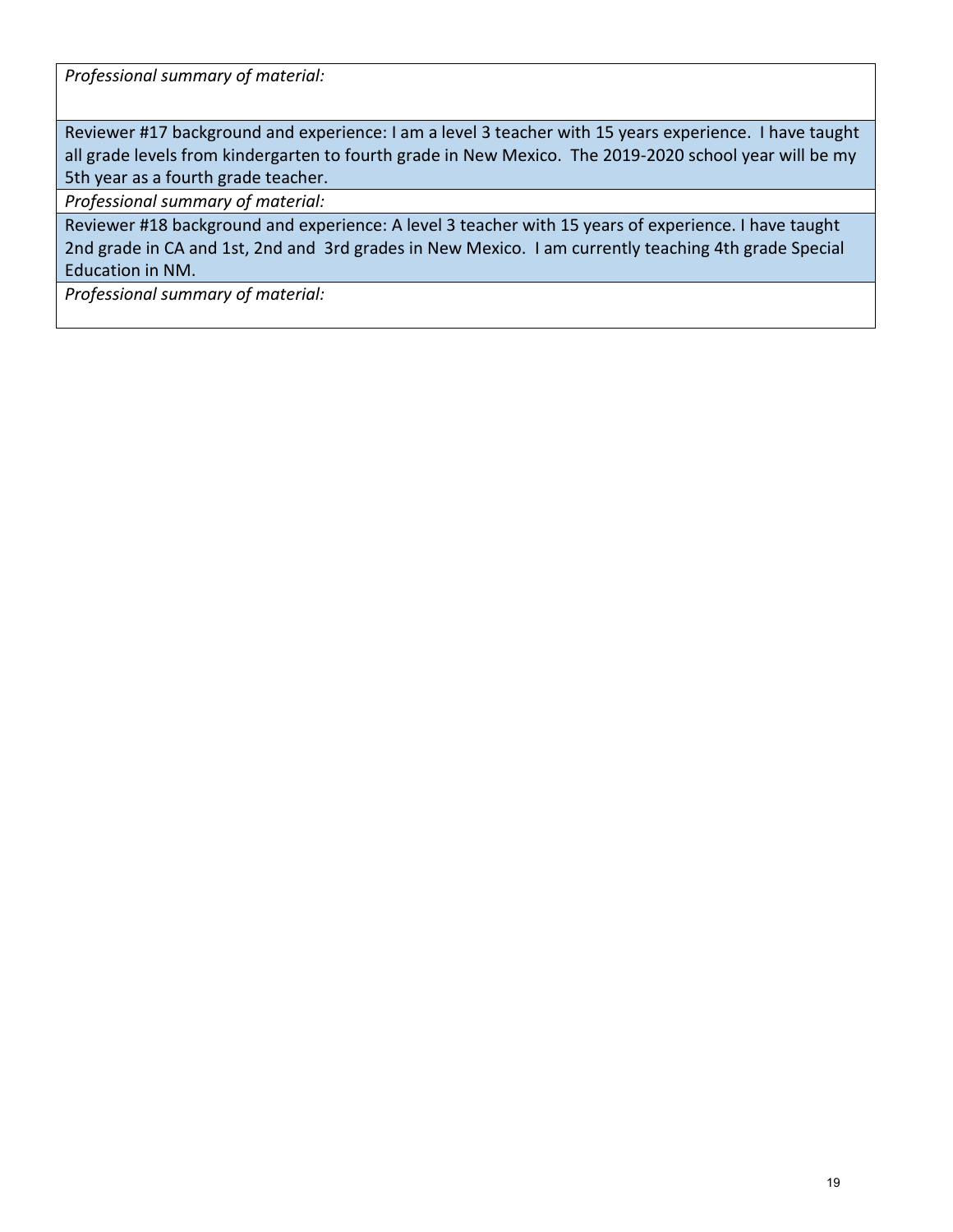| |
|---|
| *Professional summary of material:* |
| Reviewer #17 background and experience: I am a level 3 teacher with 15 years experience. I have taught all grade levels from kindergarten to fourth grade in New Mexico. The 2019-2020 school year will be my 5th year as a fourth grade teacher. |
| *Professional summary of material:* |
| Reviewer #18 background and experience: A level 3 teacher with 15 years of experience. I have taught 2nd grade in CA and 1st, 2nd and 3rd grades in New Mexico. I am currently teaching 4th grade Special Education in NM. |
| *Professional summary of material:* |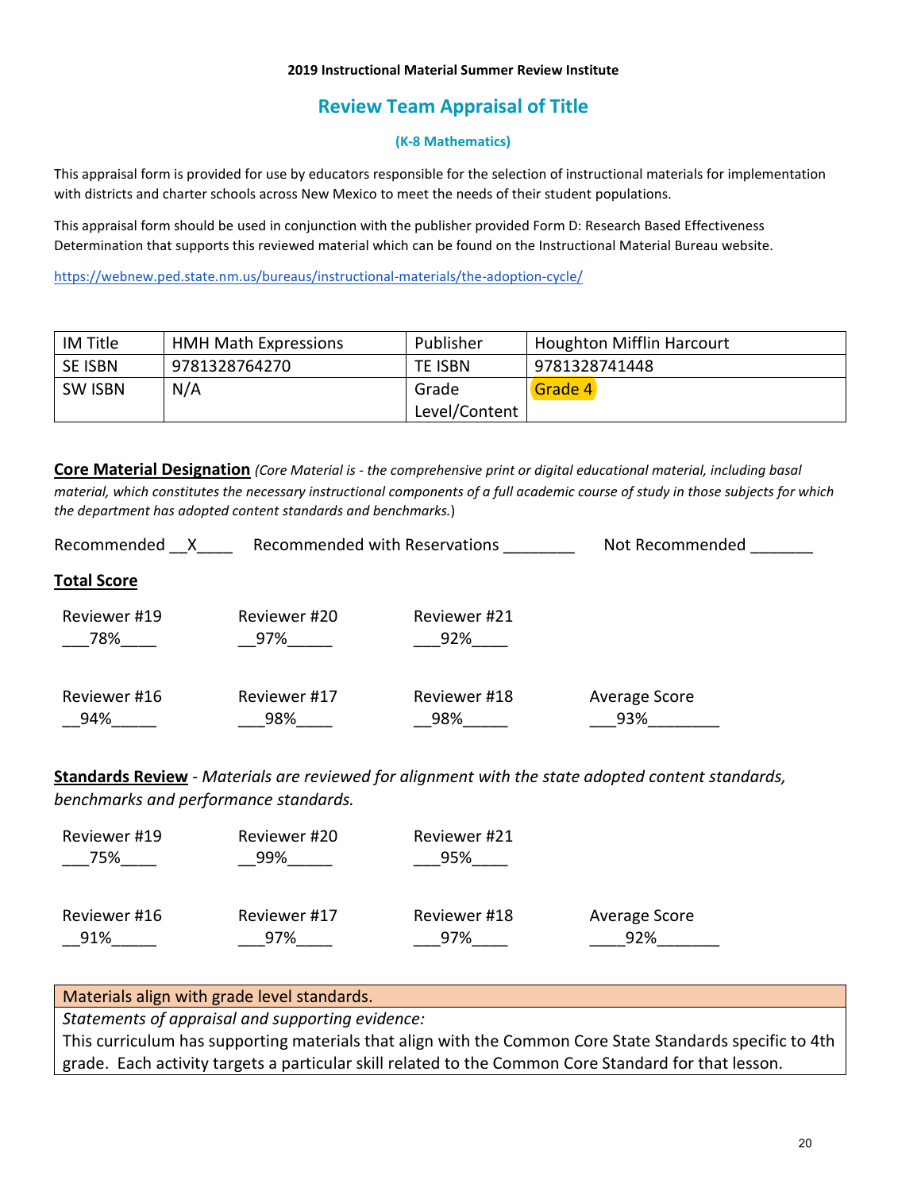**2019 Instructional Material Summer Review Institute**

## Review Team Appraisal of Title

**(K-8 Mathematics)**

This appraisal form is provided for use by educators responsible for the selection of instructional materials for implementation with districts and charter schools across New Mexico to meet the needs of their student populations.

This appraisal form should be used in conjunction with the publisher provided Form D: Research Based Effectiveness Determination that supports this reviewed material which can be found on the Instructional Material Bureau website.

https://webnew.ped.state.nm.us/bureaus/instructional-materials/the-adoption-cycle/

| | | | |
|---|---|---|---|
| IM Title | HMH Math Expressions | Publisher | Houghton Mifflin Harcourt |
| SE ISBN | 9781328764270 | TE ISBN | 9781328741448 |
| SW ISBN | N/A | Grade Level/Content | Grade 4 |

**Core Material Designation** *(Core Material is - the comprehensive print or digital educational material, including basal material, which constitutes the necessary instructional components of a full academic course of study in those subjects for which the department has adopted content standards and benchmarks.*)

Recommended __X____ Recommended with Reservations ________ Not Recommended _______

**Total Score**

| | | | |
|---|---|---|---|
| Reviewer #19 | Reviewer #20 | Reviewer #21 | |
| ___78%____ | __97%_____ | ___92%____ | |
| Reviewer #16 | Reviewer #17 | Reviewer #18 | Average Score |
| __94%_____ | ___98%____ | __98%_____ | ___93%________ |

**Standards Review** - *Materials are reviewed for alignment with the state adopted content standards, benchmarks and performance standards.*

| | | | |
|---|---|---|---|
| Reviewer #19 | Reviewer #20 | Reviewer #21 | |
| ___75%____ | __99%_____ | ___95%____ | |
| Reviewer #16 | Reviewer #17 | Reviewer #18 | Average Score |
| __91%_____ | ___97%____ | ___97%____ | ____92%_______ |

| Materials align with grade level standards. |
|---|
| *Statements of appraisal and supporting evidence:* This curriculum has supporting materials that align with the Common Core State Standards specific to 4th grade. Each activity targets a particular skill related to the Common Core Standard for that lesson. |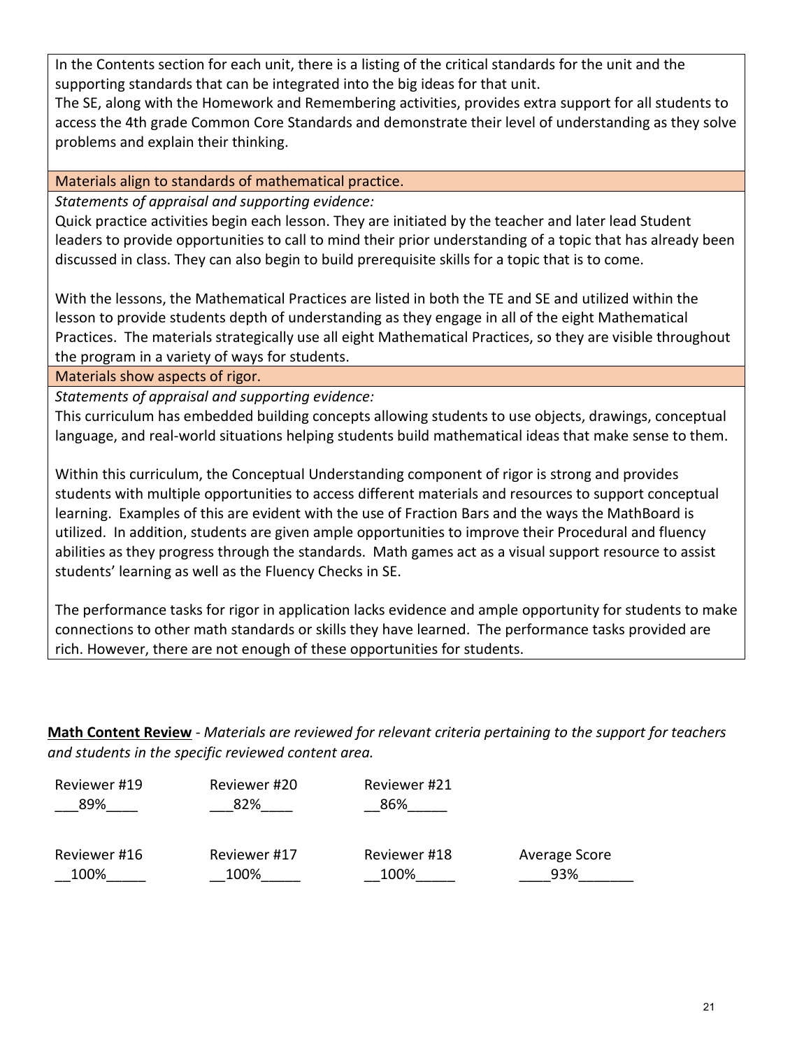In the Contents section for each unit, there is a listing of the critical standards for the unit and the supporting standards that can be integrated into the big ideas for that unit.
The SE, along with the Homework and Remembering activities, provides extra support for all students to access the 4th grade Common Core Standards and demonstrate their level of understanding as they solve problems and explain their thinking.

**Materials align to standards of mathematical practice.**

*Statements of appraisal and supporting evidence:*

Quick practice activities begin each lesson. They are initiated by the teacher and later lead Student leaders to provide opportunities to call to mind their prior understanding of a topic that has already been discussed in class. They can also begin to build prerequisite skills for a topic that is to come.

With the lessons, the Mathematical Practices are listed in both the TE and SE and utilized within the lesson to provide students depth of understanding as they engage in all of the eight Mathematical Practices. The materials strategically use all eight Mathematical Practices, so they are visible throughout the program in a variety of ways for students.

**Materials show aspects of rigor.**

*Statements of appraisal and supporting evidence:*

This curriculum has embedded building concepts allowing students to use objects, drawings, conceptual language, and real-world situations helping students build mathematical ideas that make sense to them.

Within this curriculum, the Conceptual Understanding component of rigor is strong and provides students with multiple opportunities to access different materials and resources to support conceptual learning. Examples of this are evident with the use of Fraction Bars and the ways the MathBoard is utilized. In addition, students are given ample opportunities to improve their Procedural and fluency abilities as they progress through the standards. Math games act as a visual support resource to assist students' learning as well as the Fluency Checks in SE.

The performance tasks for rigor in application lacks evidence and ample opportunity for students to make connections to other math standards or skills they have learned. The performance tasks provided are rich. However, there are not enough of these opportunities for students.

**Math Content Review** - *Materials are reviewed for relevant criteria pertaining to the support for teachers and students in the specific reviewed content area.*

| Reviewer #19 | Reviewer #20 | Reviewer #21 | |
|---|---|---|---|
| 89% | 82% | 86% | |
| Reviewer #16 | Reviewer #17 | Reviewer #18 | Average Score |
| 100% | 100% | 100% | 93% |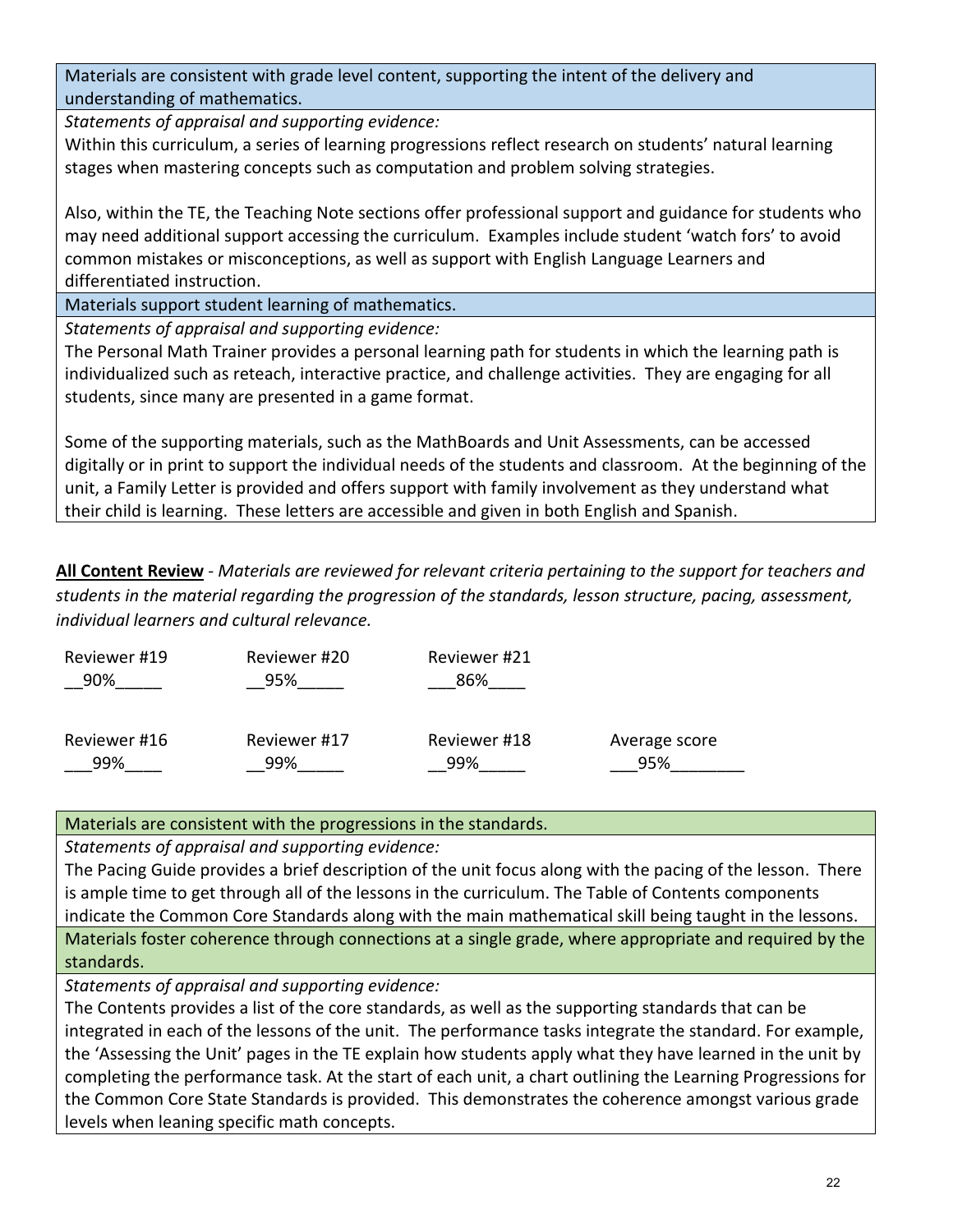| Materials are consistent with grade level content, supporting the intent of the delivery and understanding of mathematics. |
|---|
| *Statements of appraisal and supporting evidence:*<br>Within this curriculum, a series of learning progressions reflect research on students' natural learning stages when mastering concepts such as computation and problem solving strategies.<br><br>Also, within the TE, the Teaching Note sections offer professional support and guidance for students who may need additional support accessing the curriculum. Examples include student 'watch fors' to avoid common mistakes or misconceptions, as well as support with English Language Learners and differentiated instruction. |
| Materials support student learning of mathematics. |
| *Statements of appraisal and supporting evidence:*<br>The Personal Math Trainer provides a personal learning path for students in which the learning path is individualized such as reteach, interactive practice, and challenge activities. They are engaging for all students, since many are presented in a game format.<br><br>Some of the supporting materials, such as the MathBoards and Unit Assessments, can be accessed digitally or in print to support the individual needs of the students and classroom. At the beginning of the unit, a Family Letter is provided and offers support with family involvement as they understand what their child is learning. These letters are accessible and given in both English and Spanish. |

**<u>All Content Review</u>** - *Materials are reviewed for relevant criteria pertaining to the support for teachers and students in the material regarding the progression of the standards, lesson structure, pacing, assessment, individual learners and cultural relevance.*

| | | | |
|---|---|---|---|
| Reviewer #19<br>90% | Reviewer #20<br>95% | Reviewer #21<br>86% | |
| Reviewer #16<br>99% | Reviewer #17<br>99% | Reviewer #18<br>99% | Average score<br>95% |

| Materials are consistent with the progressions in the standards. |
|---|
| *Statements of appraisal and supporting evidence:*<br>The Pacing Guide provides a brief description of the unit focus along with the pacing of the lesson. There is ample time to get through all of the lessons in the curriculum. The Table of Contents components indicate the Common Core Standards along with the main mathematical skill being taught in the lessons. |
| Materials foster coherence through connections at a single grade, where appropriate and required by the standards. |
| *Statements of appraisal and supporting evidence:*<br>The Contents provides a list of the core standards, as well as the supporting standards that can be integrated in each of the lessons of the unit. The performance tasks integrate the standard. For example, the 'Assessing the Unit' pages in the TE explain how students apply what they have learned in the unit by completing the performance task. At the start of each unit, a chart outlining the Learning Progressions for the Common Core State Standards is provided. This demonstrates the coherence amongst various grade levels when leaning specific math concepts. |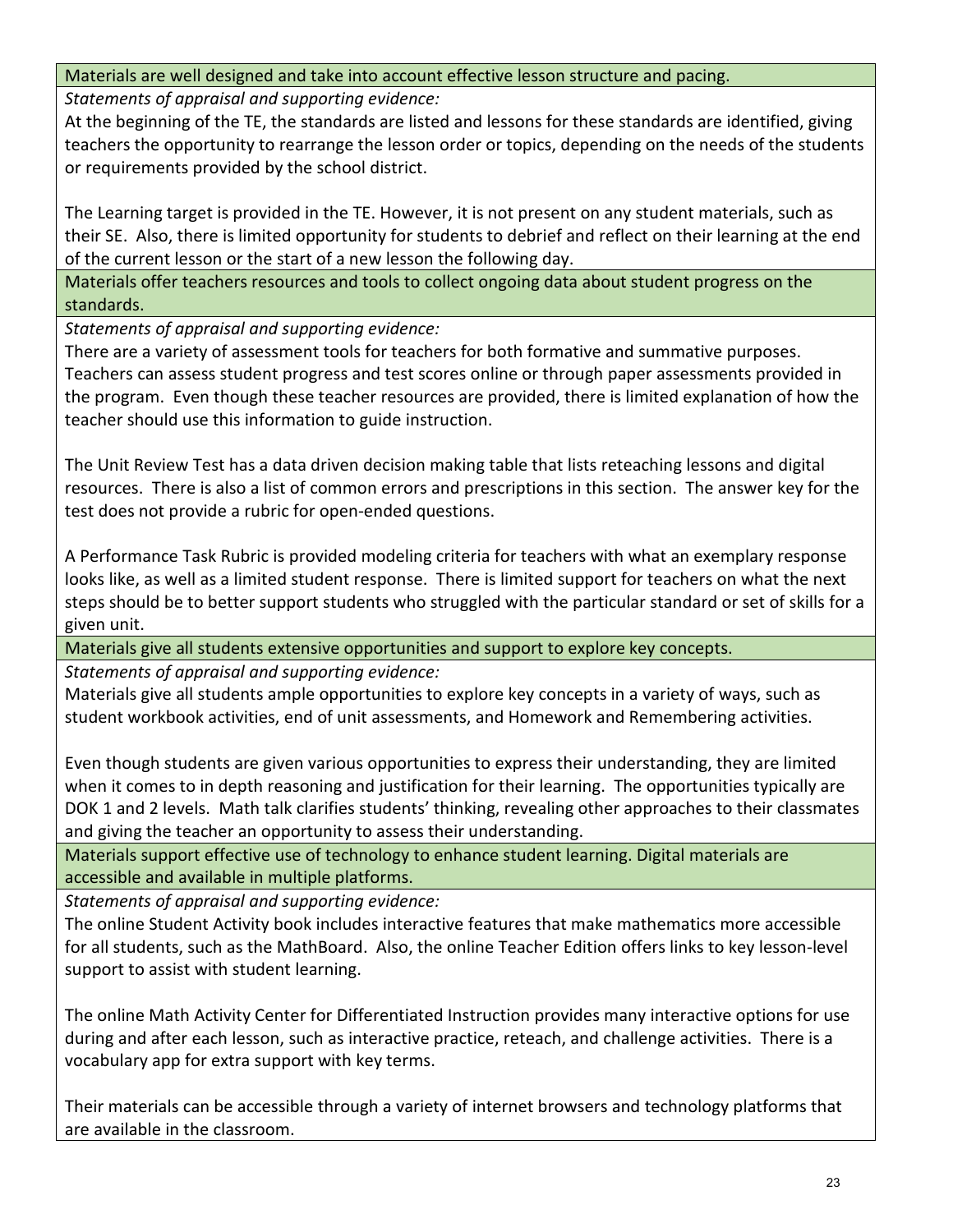**Materials are well designed and take into account effective lesson structure and pacing.**

*Statements of appraisal and supporting evidence:*

At the beginning of the TE, the standards are listed and lessons for these standards are identified, giving teachers the opportunity to rearrange the lesson order or topics, depending on the needs of the students or requirements provided by the school district.

The Learning target is provided in the TE. However, it is not present on any student materials, such as their SE. Also, there is limited opportunity for students to debrief and reflect on their learning at the end of the current lesson or the start of a new lesson the following day.

**Materials offer teachers resources and tools to collect ongoing data about student progress on the standards.**

*Statements of appraisal and supporting evidence:*

There are a variety of assessment tools for teachers for both formative and summative purposes. Teachers can assess student progress and test scores online or through paper assessments provided in the program. Even though these teacher resources are provided, there is limited explanation of how the teacher should use this information to guide instruction.

The Unit Review Test has a data driven decision making table that lists reteaching lessons and digital resources. There is also a list of common errors and prescriptions in this section. The answer key for the test does not provide a rubric for open-ended questions.

A Performance Task Rubric is provided modeling criteria for teachers with what an exemplary response looks like, as well as a limited student response. There is limited support for teachers on what the next steps should be to better support students who struggled with the particular standard or set of skills for a given unit.

**Materials give all students extensive opportunities and support to explore key concepts.**

*Statements of appraisal and supporting evidence:*

Materials give all students ample opportunities to explore key concepts in a variety of ways, such as student workbook activities, end of unit assessments, and Homework and Remembering activities.

Even though students are given various opportunities to express their understanding, they are limited when it comes to in depth reasoning and justification for their learning. The opportunities typically are DOK 1 and 2 levels. Math talk clarifies students' thinking, revealing other approaches to their classmates and giving the teacher an opportunity to assess their understanding.

**Materials support effective use of technology to enhance student learning. Digital materials are accessible and available in multiple platforms.**

*Statements of appraisal and supporting evidence:*

The online Student Activity book includes interactive features that make mathematics more accessible for all students, such as the MathBoard. Also, the online Teacher Edition offers links to key lesson-level support to assist with student learning.

The online Math Activity Center for Differentiated Instruction provides many interactive options for use during and after each lesson, such as interactive practice, reteach, and challenge activities. There is a vocabulary app for extra support with key terms.

Their materials can be accessible through a variety of internet browsers and technology platforms that are available in the classroom.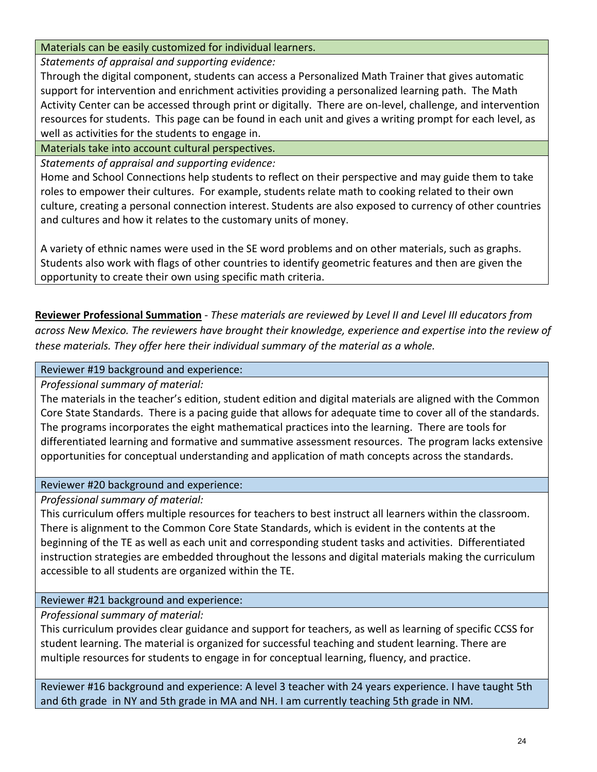Materials can be easily customized for individual learners.

*Statements of appraisal and supporting evidence:*

Through the digital component, students can access a Personalized Math Trainer that gives automatic support for intervention and enrichment activities providing a personalized learning path. The Math Activity Center can be accessed through print or digitally. There are on-level, challenge, and intervention resources for students. This page can be found in each unit and gives a writing prompt for each level, as well as activities for the students to engage in.

Materials take into account cultural perspectives.

*Statements of appraisal and supporting evidence:*

Home and School Connections help students to reflect on their perspective and may guide them to take roles to empower their cultures. For example, students relate math to cooking related to their own culture, creating a personal connection interest. Students are also exposed to currency of other countries and cultures and how it relates to the customary units of money.

A variety of ethnic names were used in the SE word problems and on other materials, such as graphs. Students also work with flags of other countries to identify geometric features and then are given the opportunity to create their own using specific math criteria.

**Reviewer Professional Summation** - *These materials are reviewed by Level II and Level III educators from across New Mexico. The reviewers have brought their knowledge, experience and expertise into the review of these materials. They offer here their individual summary of the material as a whole.*

Reviewer #19 background and experience:

*Professional summary of material:*

The materials in the teacher's edition, student edition and digital materials are aligned with the Common Core State Standards. There is a pacing guide that allows for adequate time to cover all of the standards. The programs incorporates the eight mathematical practices into the learning. There are tools for differentiated learning and formative and summative assessment resources. The program lacks extensive opportunities for conceptual understanding and application of math concepts across the standards.

Reviewer #20 background and experience:

*Professional summary of material:*

This curriculum offers multiple resources for teachers to best instruct all learners within the classroom. There is alignment to the Common Core State Standards, which is evident in the contents at the beginning of the TE as well as each unit and corresponding student tasks and activities. Differentiated instruction strategies are embedded throughout the lessons and digital materials making the curriculum accessible to all students are organized within the TE.

Reviewer #21 background and experience:

*Professional summary of material:*

This curriculum provides clear guidance and support for teachers, as well as learning of specific CCSS for student learning. The material is organized for successful teaching and student learning. There are multiple resources for students to engage in for conceptual learning, fluency, and practice.

Reviewer #16 background and experience: A level 3 teacher with 24 years experience. I have taught 5th and 6th grade in NY and 5th grade in MA and NH. I am currently teaching 5th grade in NM.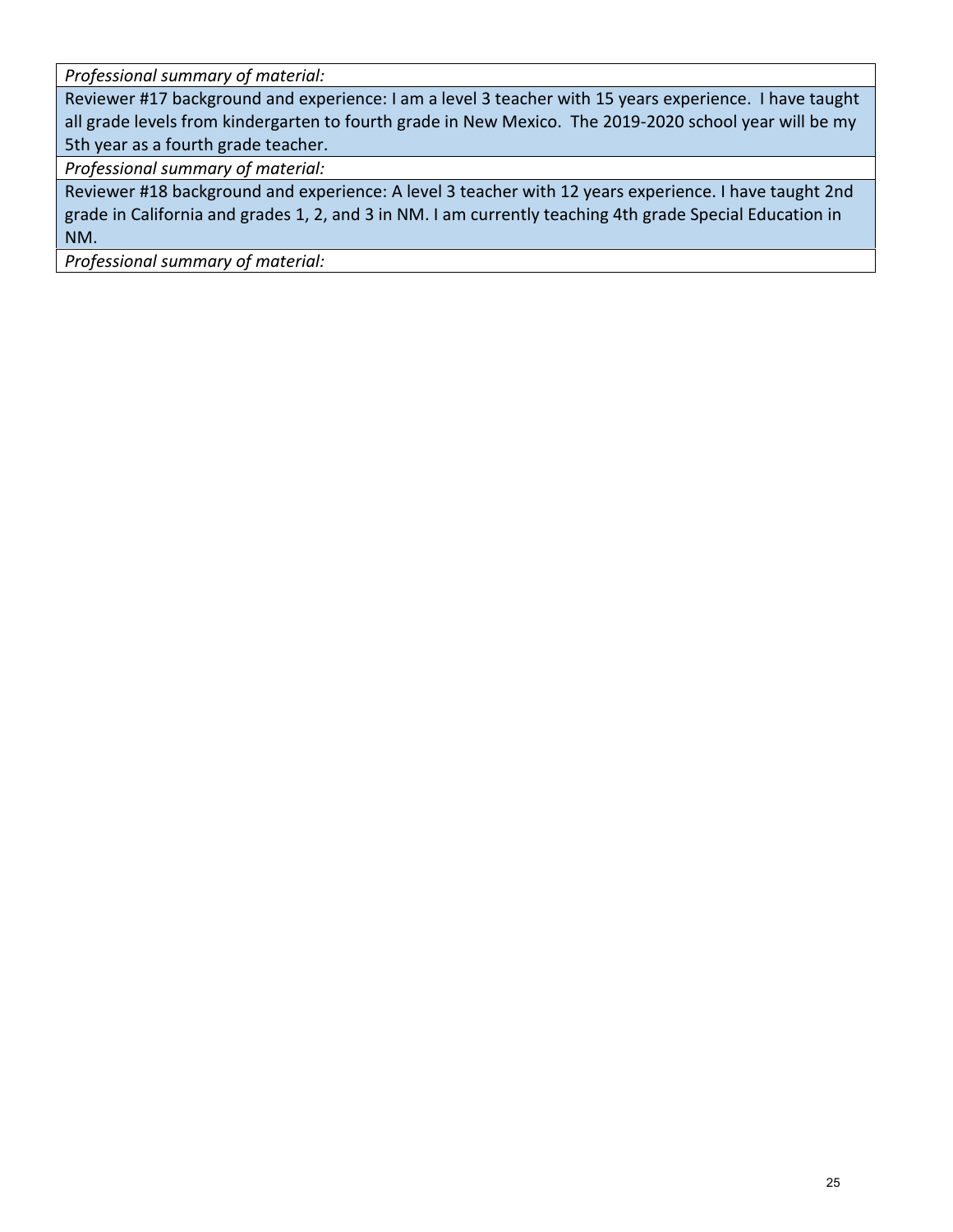| |
|---|
| *Professional summary of material:* |
| Reviewer #17 background and experience: I am a level 3 teacher with 15 years experience. I have taught all grade levels from kindergarten to fourth grade in New Mexico. The 2019-2020 school year will be my 5th year as a fourth grade teacher. |
| *Professional summary of material:* |
| Reviewer #18 background and experience: A level 3 teacher with 12 years experience. I have taught 2nd grade in California and grades 1, 2, and 3 in NM. I am currently teaching 4th grade Special Education in NM. |
| *Professional summary of material:* |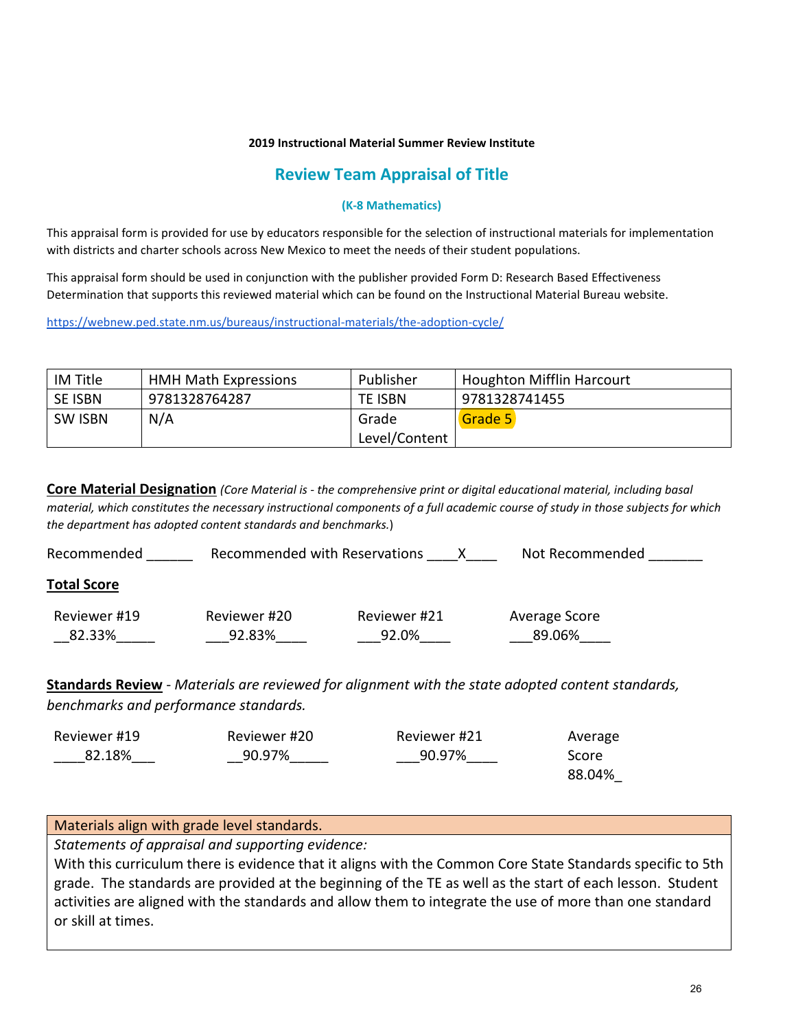**2019 Instructional Material Summer Review Institute**

# Review Team Appraisal of Title

**(K-8 Mathematics)**

This appraisal form is provided for use by educators responsible for the selection of instructional materials for implementation with districts and charter schools across New Mexico to meet the needs of their student populations.

This appraisal form should be used in conjunction with the publisher provided Form D: Research Based Effectiveness Determination that supports this reviewed material which can be found on the Instructional Material Bureau website.

https://webnew.ped.state.nm.us/bureaus/instructional-materials/the-adoption-cycle/

| | | | |
|---|---|---|---|
| IM Title | HMH Math Expressions | Publisher | Houghton Mifflin Harcourt |
| SE ISBN | 9781328764287 | TE ISBN | 9781328741455 |
| SW ISBN | N/A | Grade Level/Content | Grade 5 |

**Core Material Designation** *(Core Material is - the comprehensive print or digital educational material, including basal material, which constitutes the necessary instructional components of a full academic course of study in those subjects for which the department has adopted content standards and benchmarks.*)

Recommended ______ Recommended with Reservations ____X____ Not Recommended _______

**Total Score**

| | | | |
|---|---|---|---|
| Reviewer #19 | Reviewer #20 | Reviewer #21 | Average Score |
| __82.33%_____ | ___92.83%____ | ___92.0%____ | ___89.06%____ |

**Standards Review** - *Materials are reviewed for alignment with the state adopted content standards, benchmarks and performance standards.*

| | | | |
|---|---|---|---|
| Reviewer #19 | Reviewer #20 | Reviewer #21 | Average Score |
| ____82.18%___ | __90.97%_____ | ___90.97%____ | 88.04%_ |

| Materials align with grade level standards. |
|---|
| *Statements of appraisal and supporting evidence:* With this curriculum there is evidence that it aligns with the Common Core State Standards specific to 5th grade. The standards are provided at the beginning of the TE as well as the start of each lesson. Student activities are aligned with the standards and allow them to integrate the use of more than one standard or skill at times. |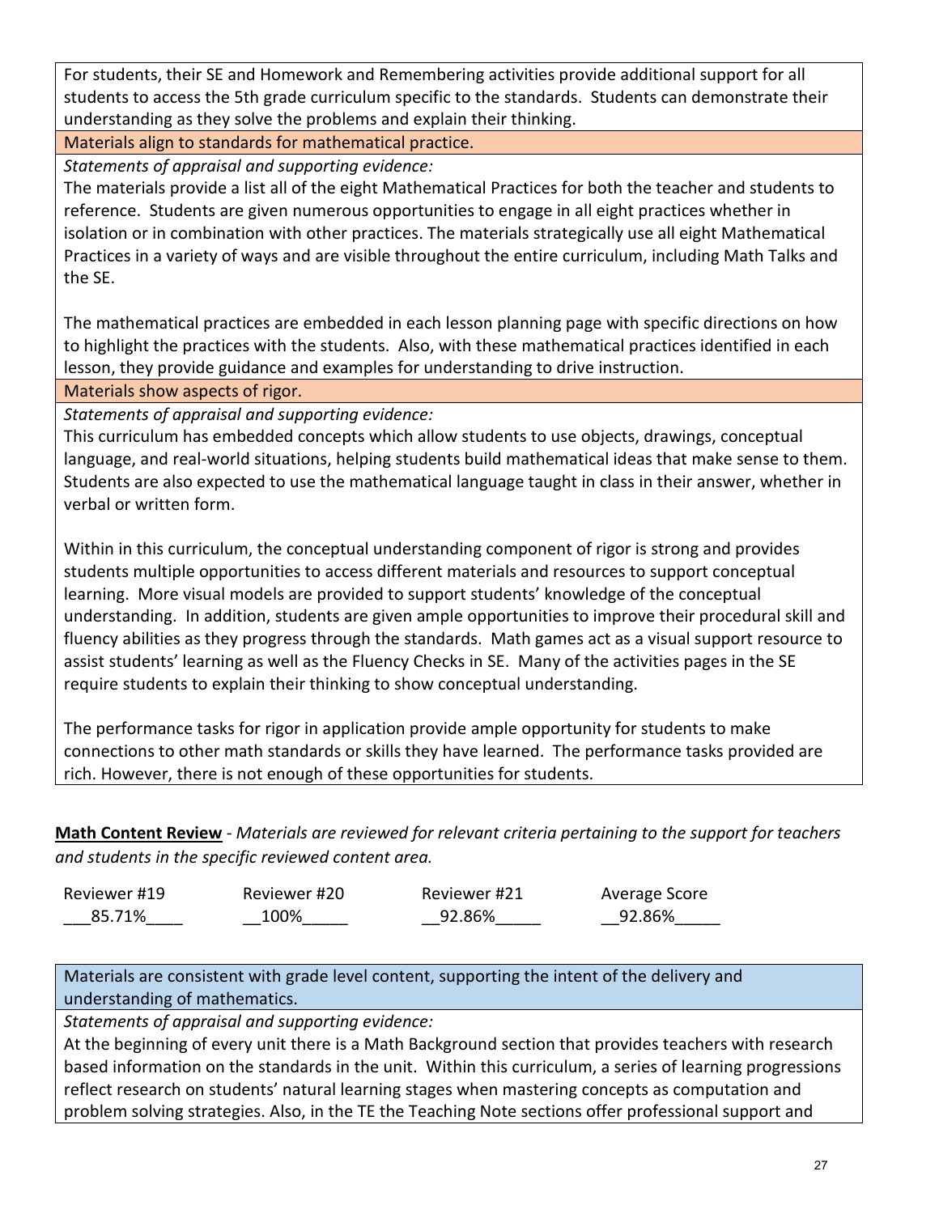For students, their SE and Homework and Remembering activities provide additional support for all students to access the 5th grade curriculum specific to the standards. Students can demonstrate their understanding as they solve the problems and explain their thinking.

**Materials align to standards for mathematical practice.**

*Statements of appraisal and supporting evidence:*

The materials provide a list all of the eight Mathematical Practices for both the teacher and students to reference. Students are given numerous opportunities to engage in all eight practices whether in isolation or in combination with other practices. The materials strategically use all eight Mathematical Practices in a variety of ways and are visible throughout the entire curriculum, including Math Talks and the SE.

The mathematical practices are embedded in each lesson planning page with specific directions on how to highlight the practices with the students. Also, with these mathematical practices identified in each lesson, they provide guidance and examples for understanding to drive instruction.

**Materials show aspects of rigor.**

*Statements of appraisal and supporting evidence:*

This curriculum has embedded concepts which allow students to use objects, drawings, conceptual language, and real-world situations, helping students build mathematical ideas that make sense to them. Students are also expected to use the mathematical language taught in class in their answer, whether in verbal or written form.

Within in this curriculum, the conceptual understanding component of rigor is strong and provides students multiple opportunities to access different materials and resources to support conceptual learning. More visual models are provided to support students' knowledge of the conceptual understanding. In addition, students are given ample opportunities to improve their procedural skill and fluency abilities as they progress through the standards. Math games act as a visual support resource to assist students' learning as well as the Fluency Checks in SE. Many of the activities pages in the SE require students to explain their thinking to show conceptual understanding.

The performance tasks for rigor in application provide ample opportunity for students to make connections to other math standards or skills they have learned. The performance tasks provided are rich. However, there is not enough of these opportunities for students.

**<u>Math Content Review</u>** - *Materials are reviewed for relevant criteria pertaining to the support for teachers and students in the specific reviewed content area.*

| Reviewer #19 | Reviewer #20 | Reviewer #21 | Average Score |
| --- | --- | --- | --- |
| 85.71% | 100% | 92.86% | 92.86% |

**Materials are consistent with grade level content, supporting the intent of the delivery and understanding of mathematics.**

*Statements of appraisal and supporting evidence:*

At the beginning of every unit there is a Math Background section that provides teachers with research based information on the standards in the unit. Within this curriculum, a series of learning progressions reflect research on students' natural learning stages when mastering concepts as computation and problem solving strategies. Also, in the TE the Teaching Note sections offer professional support and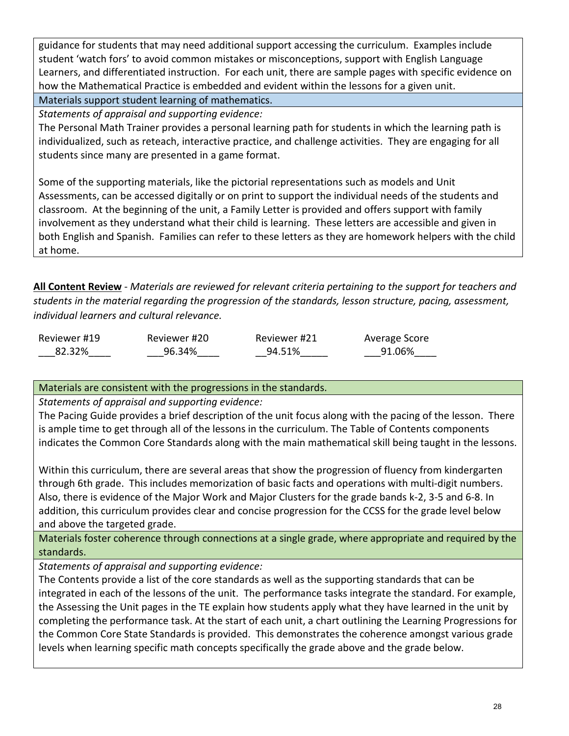guidance for students that may need additional support accessing the curriculum. Examples include student 'watch fors' to avoid common mistakes or misconceptions, support with English Language Learners, and differentiated instruction. For each unit, there are sample pages with specific evidence on how the Mathematical Practice is embedded and evident within the lessons for a given unit.

**Materials support student learning of mathematics.**

*Statements of appraisal and supporting evidence:*

The Personal Math Trainer provides a personal learning path for students in which the learning path is individualized, such as reteach, interactive practice, and challenge activities. They are engaging for all students since many are presented in a game format.

Some of the supporting materials, like the pictorial representations such as models and Unit Assessments, can be accessed digitally or on print to support the individual needs of the students and classroom. At the beginning of the unit, a Family Letter is provided and offers support with family involvement as they understand what their child is learning. These letters are accessible and given in both English and Spanish. Families can refer to these letters as they are homework helpers with the child at home.

**<u>All Content Review</u>** - *Materials are reviewed for relevant criteria pertaining to the support for teachers and students in the material regarding the progression of the standards, lesson structure, pacing, assessment, individual learners and cultural relevance.*

| Reviewer #19 | Reviewer #20 | Reviewer #21 | Average Score |
| --- | --- | --- | --- |
| 82.32% | 96.34% | 94.51% | 91.06% |

**Materials are consistent with the progressions in the standards.**

*Statements of appraisal and supporting evidence:*

The Pacing Guide provides a brief description of the unit focus along with the pacing of the lesson. There is ample time to get through all of the lessons in the curriculum. The Table of Contents components indicates the Common Core Standards along with the main mathematical skill being taught in the lessons.

Within this curriculum, there are several areas that show the progression of fluency from kindergarten through 6th grade. This includes memorization of basic facts and operations with multi-digit numbers. Also, there is evidence of the Major Work and Major Clusters for the grade bands k-2, 3-5 and 6-8. In addition, this curriculum provides clear and concise progression for the CCSS for the grade level below and above the targeted grade.

**Materials foster coherence through connections at a single grade, where appropriate and required by the standards.**

*Statements of appraisal and supporting evidence:*

The Contents provide a list of the core standards as well as the supporting standards that can be integrated in each of the lessons of the unit. The performance tasks integrate the standard. For example, the Assessing the Unit pages in the TE explain how students apply what they have learned in the unit by completing the performance task. At the start of each unit, a chart outlining the Learning Progressions for the Common Core State Standards is provided. This demonstrates the coherence amongst various grade levels when learning specific math concepts specifically the grade above and the grade below.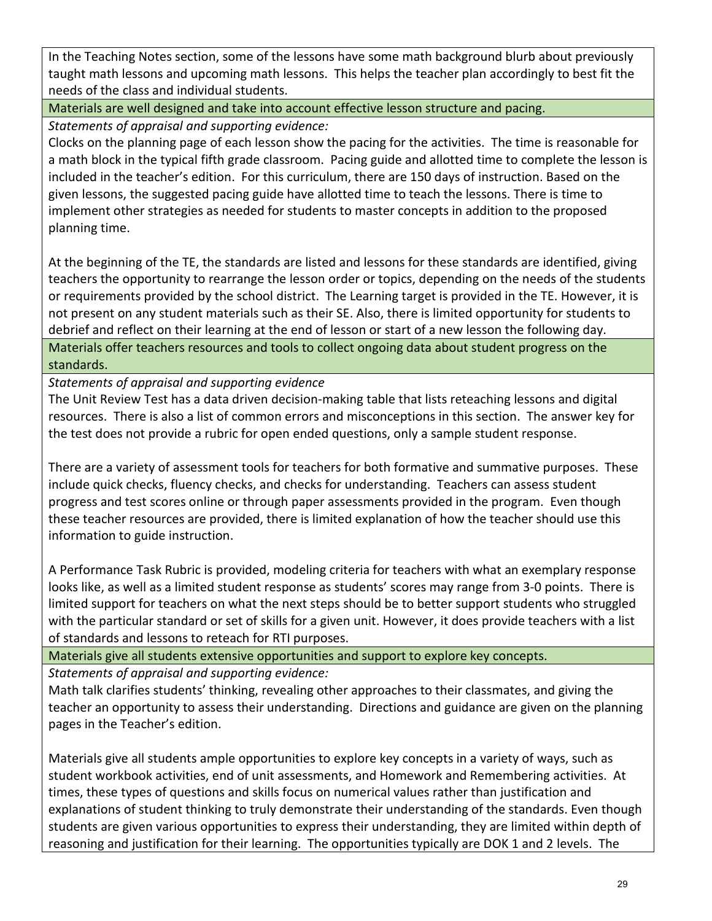In the Teaching Notes section, some of the lessons have some math background blurb about previously taught math lessons and upcoming math lessons. This helps the teacher plan accordingly to best fit the needs of the class and individual students.

**Materials are well designed and take into account effective lesson structure and pacing.**

*Statements of appraisal and supporting evidence:*

Clocks on the planning page of each lesson show the pacing for the activities. The time is reasonable for a math block in the typical fifth grade classroom. Pacing guide and allotted time to complete the lesson is included in the teacher's edition. For this curriculum, there are 150 days of instruction. Based on the given lessons, the suggested pacing guide have allotted time to teach the lessons. There is time to implement other strategies as needed for students to master concepts in addition to the proposed planning time.

At the beginning of the TE, the standards are listed and lessons for these standards are identified, giving teachers the opportunity to rearrange the lesson order or topics, depending on the needs of the students or requirements provided by the school district. The Learning target is provided in the TE. However, it is not present on any student materials such as their SE. Also, there is limited opportunity for students to debrief and reflect on their learning at the end of lesson or start of a new lesson the following day.

**Materials offer teachers resources and tools to collect ongoing data about student progress on the standards.**

*Statements of appraisal and supporting evidence*

The Unit Review Test has a data driven decision-making table that lists reteaching lessons and digital resources. There is also a list of common errors and misconceptions in this section. The answer key for the test does not provide a rubric for open ended questions, only a sample student response.

There are a variety of assessment tools for teachers for both formative and summative purposes. These include quick checks, fluency checks, and checks for understanding. Teachers can assess student progress and test scores online or through paper assessments provided in the program. Even though these teacher resources are provided, there is limited explanation of how the teacher should use this information to guide instruction.

A Performance Task Rubric is provided, modeling criteria for teachers with what an exemplary response looks like, as well as a limited student response as students' scores may range from 3-0 points. There is limited support for teachers on what the next steps should be to better support students who struggled with the particular standard or set of skills for a given unit. However, it does provide teachers with a list of standards and lessons to reteach for RTI purposes.

**Materials give all students extensive opportunities and support to explore key concepts.**

*Statements of appraisal and supporting evidence:*

Math talk clarifies students' thinking, revealing other approaches to their classmates, and giving the teacher an opportunity to assess their understanding. Directions and guidance are given on the planning pages in the Teacher's edition.

Materials give all students ample opportunities to explore key concepts in a variety of ways, such as student workbook activities, end of unit assessments, and Homework and Remembering activities. At times, these types of questions and skills focus on numerical values rather than justification and explanations of student thinking to truly demonstrate their understanding of the standards. Even though students are given various opportunities to express their understanding, they are limited within depth of reasoning and justification for their learning. The opportunities typically are DOK 1 and 2 levels. The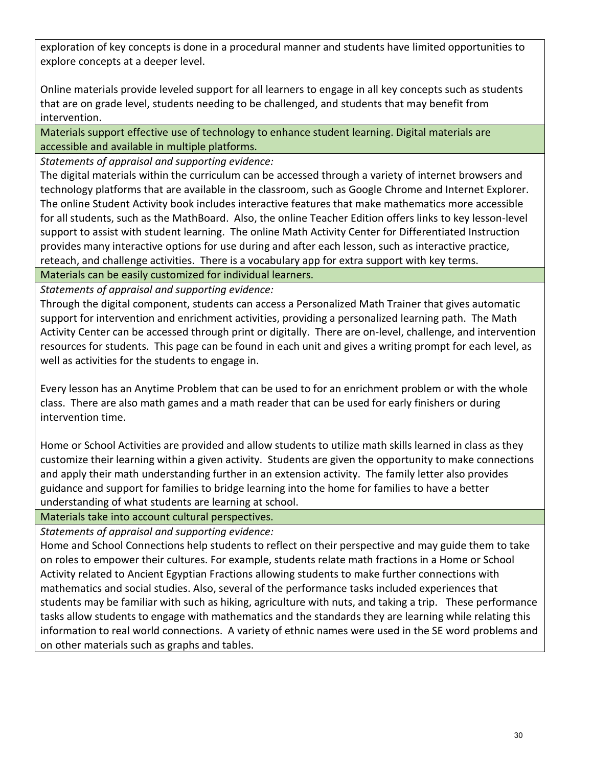exploration of key concepts is done in a procedural manner and students have limited opportunities to explore concepts at a deeper level.

Online materials provide leveled support for all learners to engage in all key concepts such as students that are on grade level, students needing to be challenged, and students that may benefit from intervention.

| Materials support effective use of technology to enhance student learning. Digital materials are accessible and available in multiple platforms. |
|---|
| *Statements of appraisal and supporting evidence:* <br> The digital materials within the curriculum can be accessed through a variety of internet browsers and technology platforms that are available in the classroom, such as Google Chrome and Internet Explorer. The online Student Activity book includes interactive features that make mathematics more accessible for all students, such as the MathBoard. Also, the online Teacher Edition offers links to key lesson-level support to assist with student learning. The online Math Activity Center for Differentiated Instruction provides many interactive options for use during and after each lesson, such as interactive practice, reteach, and challenge activities. There is a vocabulary app for extra support with key terms. |
| Materials can be easily customized for individual learners. |
| *Statements of appraisal and supporting evidence:* <br> Through the digital component, students can access a Personalized Math Trainer that gives automatic support for intervention and enrichment activities, providing a personalized learning path. The Math Activity Center can be accessed through print or digitally. There are on-level, challenge, and intervention resources for students. This page can be found in each unit and gives a writing prompt for each level, as well as activities for the students to engage in. <br><br> Every lesson has an Anytime Problem that can be used to for an enrichment problem or with the whole class. There are also math games and a math reader that can be used for early finishers or during intervention time. <br><br> Home or School Activities are provided and allow students to utilize math skills learned in class as they customize their learning within a given activity. Students are given the opportunity to make connections and apply their math understanding further in an extension activity. The family letter also provides guidance and support for families to bridge learning into the home for families to have a better understanding of what students are learning at school. |
| Materials take into account cultural perspectives. |
| *Statements of appraisal and supporting evidence:* <br> Home and School Connections help students to reflect on their perspective and may guide them to take on roles to empower their cultures. For example, students relate math fractions in a Home or School Activity related to Ancient Egyptian Fractions allowing students to make further connections with mathematics and social studies. Also, several of the performance tasks included experiences that students may be familiar with such as hiking, agriculture with nuts, and taking a trip. These performance tasks allow students to engage with mathematics and the standards they are learning while relating this information to real world connections. A variety of ethnic names were used in the SE word problems and on other materials such as graphs and tables. |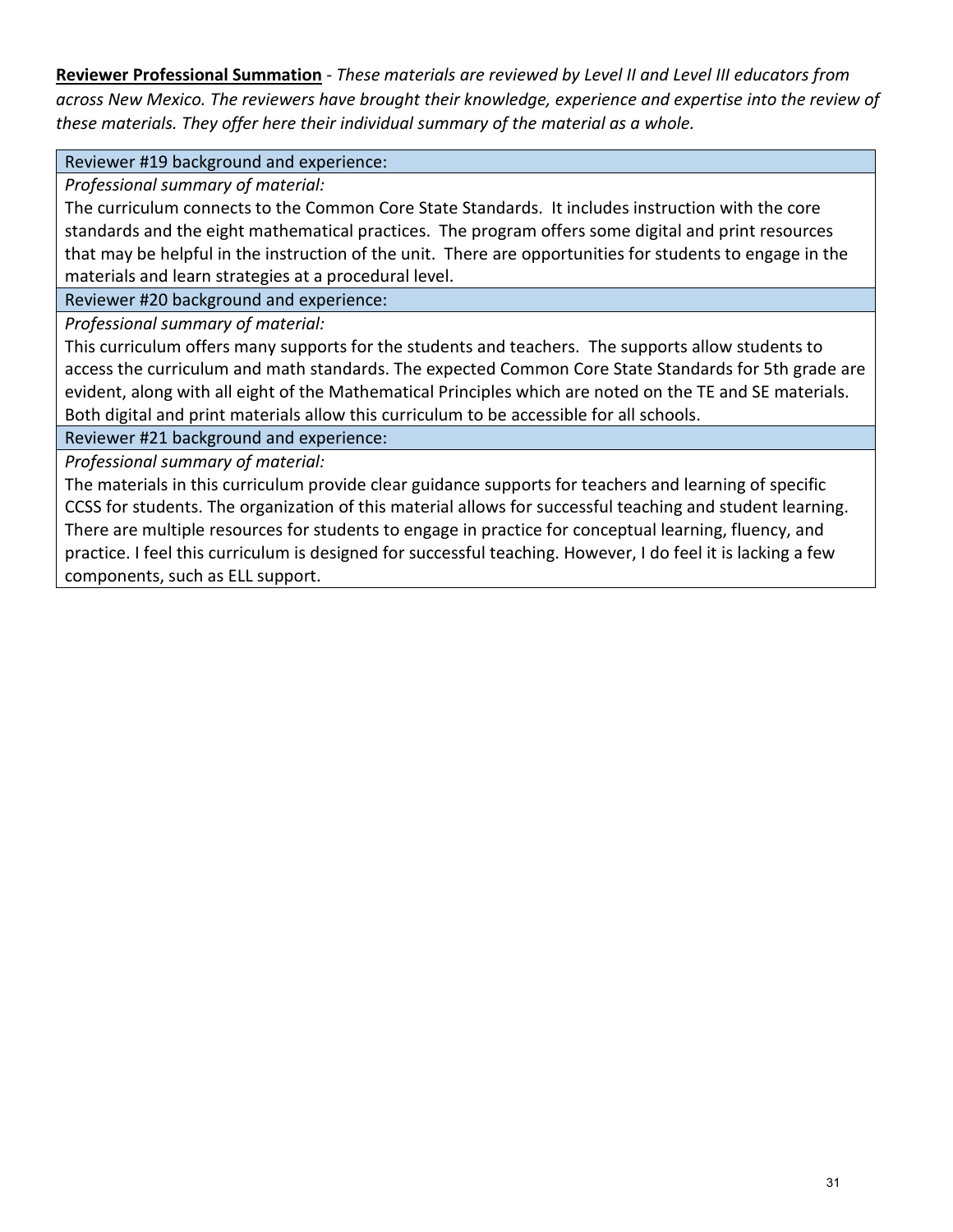**Reviewer Professional Summation** - *These materials are reviewed by Level II and Level III educators from across New Mexico. The reviewers have brought their knowledge, experience and expertise into the review of these materials. They offer here their individual summary of the material as a whole.*

| Reviewer #19 background and experience: |
|---|
| *Professional summary of material:*<br>The curriculum connects to the Common Core State Standards. It includes instruction with the core standards and the eight mathematical practices. The program offers some digital and print resources that may be helpful in the instruction of the unit. There are opportunities for students to engage in the materials and learn strategies at a procedural level. |
| Reviewer #20 background and experience: |
| *Professional summary of material:*<br>This curriculum offers many supports for the students and teachers. The supports allow students to access the curriculum and math standards. The expected Common Core State Standards for 5th grade are evident, along with all eight of the Mathematical Principles which are noted on the TE and SE materials. Both digital and print materials allow this curriculum to be accessible for all schools. |
| Reviewer #21 background and experience: |
| *Professional summary of material:*<br>The materials in this curriculum provide clear guidance supports for teachers and learning of specific CCSS for students. The organization of this material allows for successful teaching and student learning. There are multiple resources for students to engage in practice for conceptual learning, fluency, and practice. I feel this curriculum is designed for successful teaching. However, I do feel it is lacking a few components, such as ELL support. |